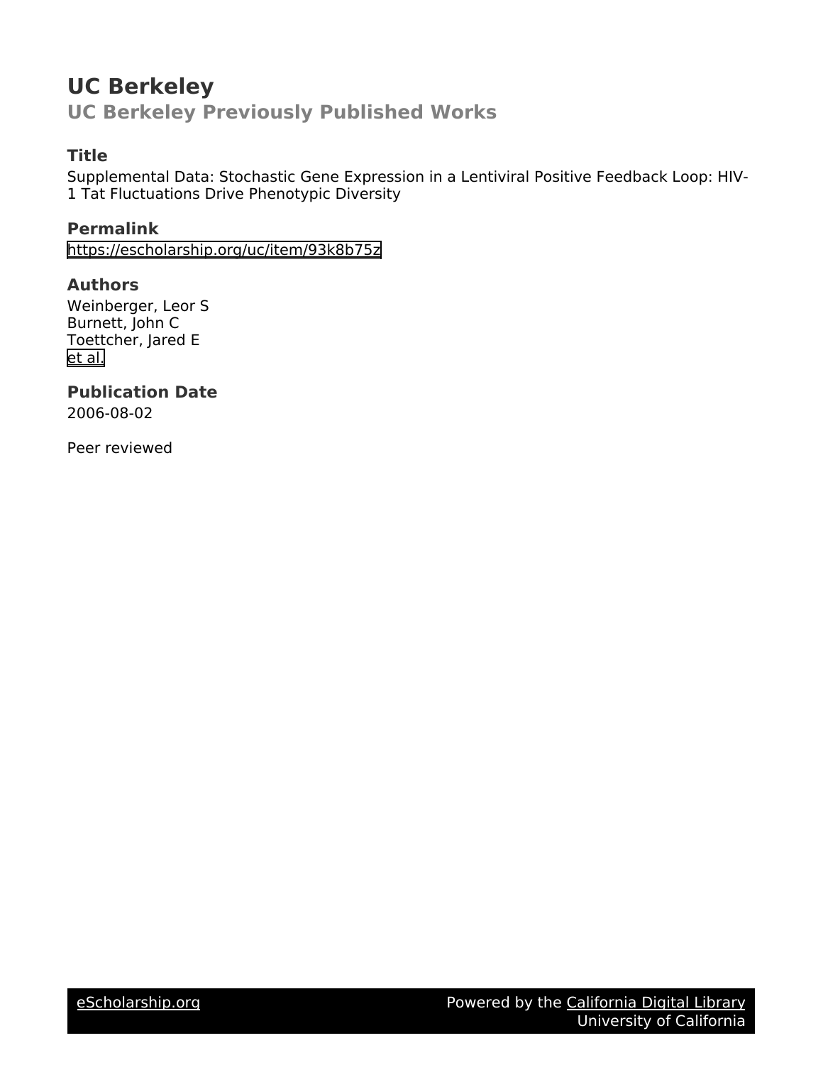# UC Berkeley

## UC Berkeley Previously Published Works

### Title

Supplemental Data: Stochastic Gene Expression in a Lentiviral Positive Feedback Loop: HIV-1 Tat Fluctuations Drive Phenotypic Diversity

### Permalink

https://escholarship.org/uc/item/93k8b75z

### Authors

Weinberger, Leor S
Burnett, John C
Toettcher, Jared E
et al.

### Publication Date

2006-08-02

Peer reviewed

eScholarship.org | Powered by the California Digital Library, University of California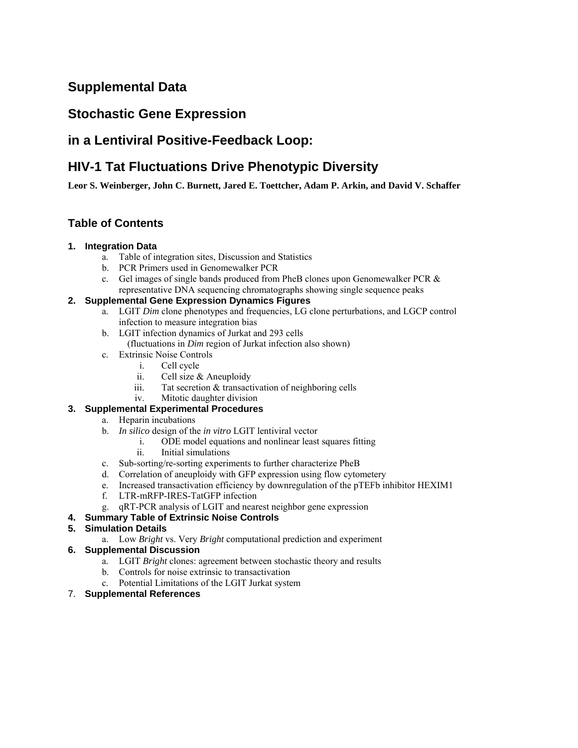# Supplemental Data

# Stochastic Gene Expression

# in a Lentiviral Positive-Feedback Loop:

# HIV-1 Tat Fluctuations Drive Phenotypic Diversity

**Leor S. Weinberger, John C. Burnett, Jared E. Toettcher, Adam P. Arkin, and David V. Schaffer**

## Table of Contents

1. **Integration Data**
    a. Table of integration sites, Discussion and Statistics
    b. PCR Primers used in Genomewalker PCR
    c. Gel images of single bands produced from PheB clones upon Genomewalker PCR & representative DNA sequencing chromatographs showing single sequence peaks
2. **Supplemental Gene Expression Dynamics Figures**
    a. LGIT *Dim* clone phenotypes and frequencies, LG clone perturbations, and LGCP control infection to measure integration bias
    b. LGIT infection dynamics of Jurkat and 293 cells (fluctuations in *Dim* region of Jurkat infection also shown)
    c. Extrinsic Noise Controls
        i. Cell cycle
        ii. Cell size & Aneuploidy
        iii. Tat secretion & transactivation of neighboring cells
        iv. Mitotic daughter division
3. **Supplemental Experimental Procedures**
    a. Heparin incubations
    b. *In silico* design of the *in vitro* LGIT lentiviral vector
        i. ODE model equations and nonlinear least squares fitting
        ii. Initial simulations
    c. Sub-sorting/re-sorting experiments to further characterize PheB
    d. Correlation of aneuploidy with GFP expression using flow cytometery
    e. Increased transactivation efficiency by downregulation of the pTEFb inhibitor HEXIM1
    f. LTR-mRFP-IRES-TatGFP infection
    g. qRT-PCR analysis of LGIT and nearest neighbor gene expression
4. **Summary Table of Extrinsic Noise Controls**
5. **Simulation Details**
    a. Low *Bright* vs. Very *Bright* computational prediction and experiment
6. **Supplemental Discussion**
    a. LGIT *Bright* clones: agreement between stochastic theory and results
    b. Controls for noise extrinsic to transactivation
    c. Potential Limitations of the LGIT Jurkat system
7. **Supplemental References**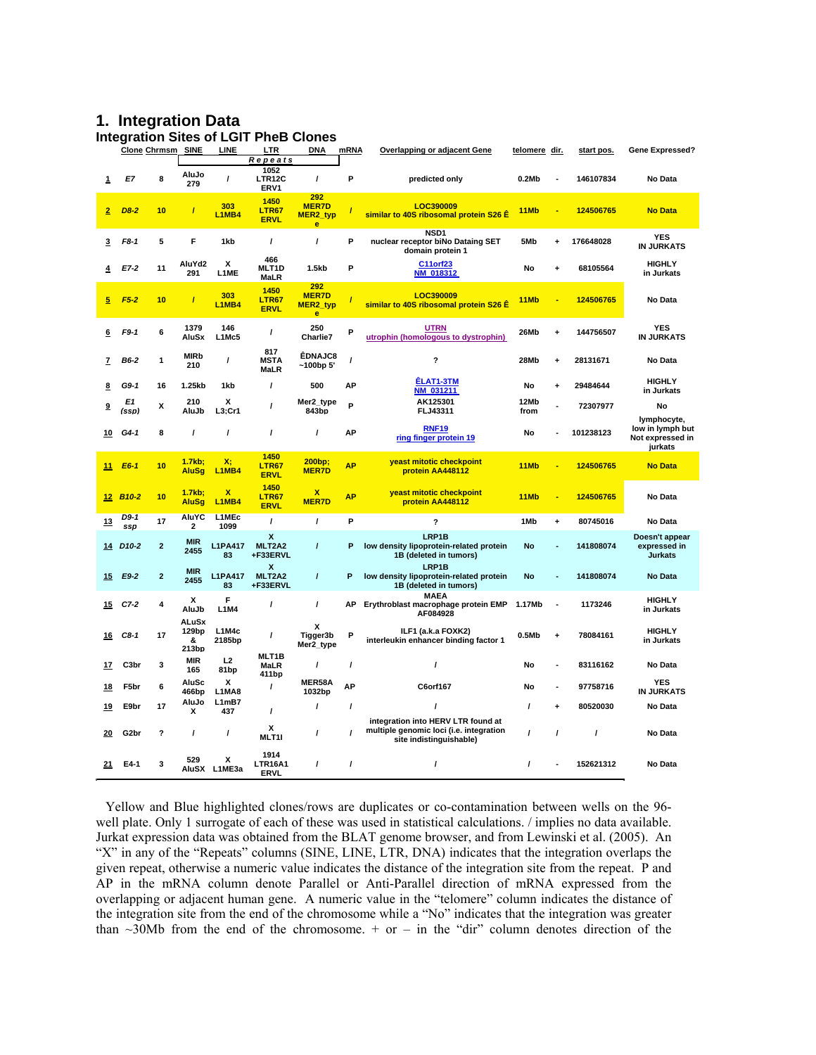# 1. Integration Data

## Integration Sites of LGIT PheB Clones

| | Clone | Chrmsm | SINE | LINE | LTR | DNA | mRNA | Overlapping or adjacent Gene | telomere | dir. | start pos. | Gene Expressed? |
|---|---|---|---|---|---|---|---|---|---|---|---|---|
| | | | Repeats | | | | | | | | | |
| 1 | E7 | 8 | AluJo 279 | / | 1052 LTR12C ERV1 | / | P | predicted only | 0.2Mb | - | 146107834 | No Data |
| 2 | D8-2 | 10 | / | 303 L1MB4 | 1450 LTR67 ERVL | 292 MER7D MER2_type | / | LOC390009 similar to 40S ribosomal protein S26 Ê | 11Mb | - | 124506765 | No Data |
| 3 | F8-1 | 5 | F | 1kb | / | / | P | NSD1 nuclear receptor biNo Dataing SET domain protein 1 | 5Mb | + | 176648028 | YES IN JURKATS |
| 4 | E7-2 | 11 | AluYd2 291 | X L1ME | 466 MLT1D MaLR | 1.5kb | P | C11orf23 NM_018312 | No | + | 68105564 | HIGHLY in Jurkats |
| 5 | F5-2 | 10 | / | 303 L1MB4 | 1450 LTR67 ERVL | 292 MER7D MER2_type | / | LOC390009 similar to 40S ribosomal protein S26 Ê | 11Mb | - | 124506765 | No Data |
| 6 | F9-1 | 6 | 1379 AluSx | 146 L1Mc5 | / | 250 Charlie7 | P | UTRN utrophin (homologous to dystrophin) | 26Mb | + | 144756507 | YES IN JURKATS |
| 7 | B6-2 | 1 | MIRb 210 | / | 817 MSTA MaLR | ÊDNAJC8 ~100bp 5' | / | ? | 28Mb | + | 28131671 | No Data |
| 8 | G9-1 | 16 | 1.25kb | 1kb | / | 500 | AP | ÊLAT1-3TM NM_031211 | No | + | 29484644 | HIGHLY in Jurkats |
| 9 | E1 (ssp) | X | 210 AluJb | X L3;Cr1 | / | Mer2_type 843bp | P | AK125301 FLJ43311 | 12Mb from | - | 72307977 | No |
| 10 | G4-1 | 8 | / | / | / | / | AP | RNF19 ring finger protein 19 | No | - | 101238123 | lymphocyte, low in lymph but Not expressed in jurkats |
| 11 | E6-1 | 10 | 1.7kb; AluSg | X; L1MB4 | 1450 LTR67 ERVL | 200bp; MER7D | AP | yeast mitotic checkpoint protein AA448112 | 11Mb | - | 124506765 | No Data |
| 12 | B10-2 | 10 | 1.7kb; AluSg | X L1MB4 | 1450 LTR67 ERVL | X MER7D | AP | yeast mitotic checkpoint protein AA448112 | 11Mb | - | 124506765 | No Data |
| 13 | D9-1 ssp | 17 | AluYC 2 | L1MEc 1099 | / | / | P | ? | 1Mb | + | 80745016 | No Data |
| 14 | D10-2 | 2 | MIR 2455 | L1PA417 83 | X MLT2A2 +F33ERVL | / | P | LRP1B low density lipoprotein-related protein 1B (deleted in tumors) | No | - | 141808074 | Doesn't appear expressed in Jurkats |
| 15 | E9-2 | 2 | MIR 2455 | L1PA417 83 | X MLT2A2 +F33ERVL | / | P | LRP1B low density lipoprotein-related protein 1B (deleted in tumors) | No | - | 141808074 | No Data |
| 15 | C7-2 | 4 | X AluJb | F L1M4 | / | / | AP | MAEA Erythroblast macrophage protein EMP AF084928 | 1.17Mb | - | 1173246 | HIGHLY in Jurkats |
| 16 | C8-1 | 17 | ALuSx 129bp & 213bp | L1M4c 2185bp | / | X Tigger3b Mer2_type | P | ILF1 (a.k.a FOXK2) interleukin enhancer binding factor 1 | 0.5Mb | + | 78084161 | HIGHLY in Jurkats |
| 17 | C3br | 3 | MIR 165 | L2 81bp | MLT1B MaLR 411bp | / | / | / | No | - | 83116162 | No Data |
| 18 | F5br | 6 | AluSc 466bp | X L1MA8 | / | MER58A 1032bp | AP | C6orf167 | No | - | 97758716 | YES IN JURKATS |
| 19 | E9br | 17 | AluJo X | L1mB7 437 | / | / | / | / | / | + | 80520030 | No Data |
| 20 | G2br | ? | / | / | X MLT1I | / | / | integration into HERV LTR found at multiple genomic loci (i.e. integration site indistinguishable) | / | / | / | No Data |
| 21 | E4-1 | 3 | 529 AluSX | X L1ME3a | 1914 LTR16A1 ERVL | / | / | / | / | - | 152621312 | No Data |

Yellow and Blue highlighted clones/rows are duplicates or co-contamination between wells on the 96-well plate. Only 1 surrogate of each of these was used in statistical calculations. / implies no data available. Jurkat expression data was obtained from the BLAT genome browser, and from Lewinski et al. (2005). An "X" in any of the "Repeats" columns (SINE, LINE, LTR, DNA) indicates that the integration overlaps the given repeat, otherwise a numeric value indicates the distance of the integration site from the repeat. P and AP in the mRNA column denote Parallel or Anti-Parallel direction of mRNA expressed from the overlapping or adjacent human gene. A numeric value in the "telomere" column indicates the distance of the integration site from the end of the chromosome while a "No" indicates that the integration was greater than ~30Mb from the end of the chromosome. + or – in the "dir" column denotes direction of the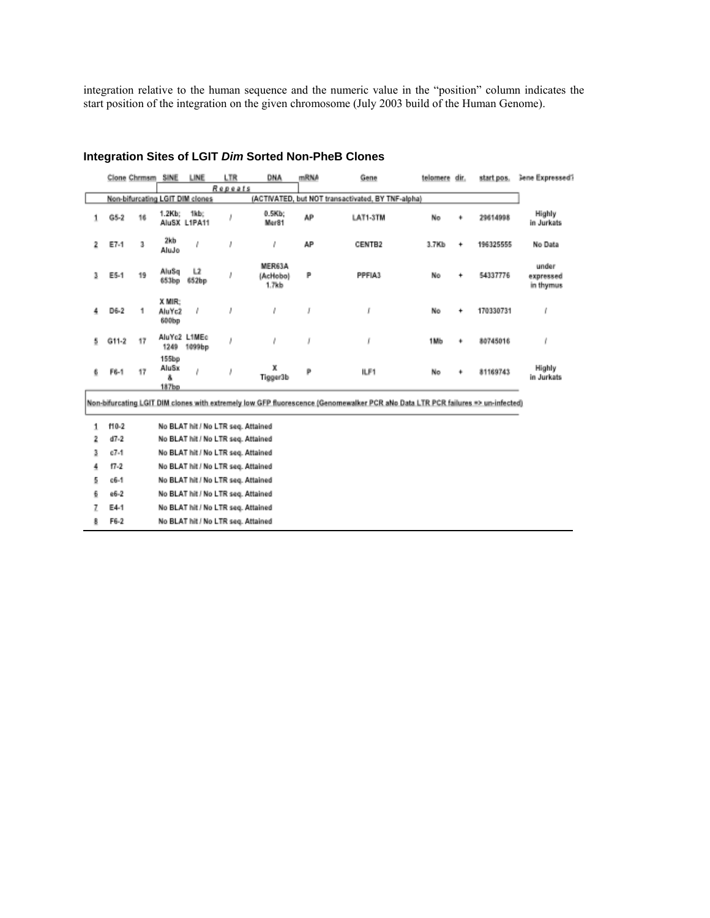integration relative to the human sequence and the numeric value in the "position" column indicates the start position of the integration on the given chromosome (July 2003 build of the Human Genome).

## Integration Sites of LGIT *Dim* Sorted Non-PheB Clones

| | Clone | Chrmsm | SINE | LINE | LTR | DNA | mRNA | Gene | telomere | dir. | start pos. | Gene Expressed? |
|---|---|---|---|---|---|---|---|---|---|---|---|---|
| | | | Repeats | | | | | | | | | |
| Non-bifurcating LGIT DIM clones | | | | | (ACTIVATED, but NOT transactivated, BY TNF-alpha) | | | | | | | |
| 1 | G5-2 | 16 | 1.2Kb; AluSX | 1kb; L1PA11 | / | 0.5Kb; Mer81 | AP | LAT1-3TM | No | + | 29614998 | Highly in Jurkats |
| 2 | E7-1 | 3 | 2kb AluJo | / | / | / | AP | CENTB2 | 3.7Kb | + | 196325555 | No Data |
| 3 | E5-1 | 19 | AluSq 653bp | L2 652bp | / | MER63A (AcHobo) 1.7kb | P | PPFIA3 | No | + | 54337776 | under expressed in thymus |
| 4 | D6-2 | 1 | X MIR; AluYc2 600bp | / | / | / | / | / | No | + | 170330731 | / |
| 5 | G11-2 | 17 | AluYc2 1249 | L1MEc 1099bp | / | / | / | / | 1Mb | + | 80745016 | / |
| 6 | F6-1 | 17 | 155bp AluSx & 187bp | / | / | X Tigger3b | P | ILF1 | No | + | 81169743 | Highly in Jurkats |
| Non-bifurcating LGIT DIM clones with extremely low GFP fluorescence (Genomewalker PCR aNo Data LTR PCR failures => un-infected) | | | | | | | | | | | | |
| 1 | f10-2 | | No BLAT hit / No LTR seq. Attained | | | | | | | | | |
| 2 | d7-2 | | No BLAT hit / No LTR seq. Attained | | | | | | | | | |
| 3 | c7-1 | | No BLAT hit / No LTR seq. Attained | | | | | | | | | |
| 4 | f7-2 | | No BLAT hit / No LTR seq. Attained | | | | | | | | | |
| 5 | c6-1 | | No BLAT hit / No LTR seq. Attained | | | | | | | | | |
| 6 | e6-2 | | No BLAT hit / No LTR seq. Attained | | | | | | | | | |
| 7 | E4-1 | | No BLAT hit / No LTR seq. Attained | | | | | | | | | |
| 8 | F6-2 | | No BLAT hit / No LTR seq. Attained | | | | | | | | | |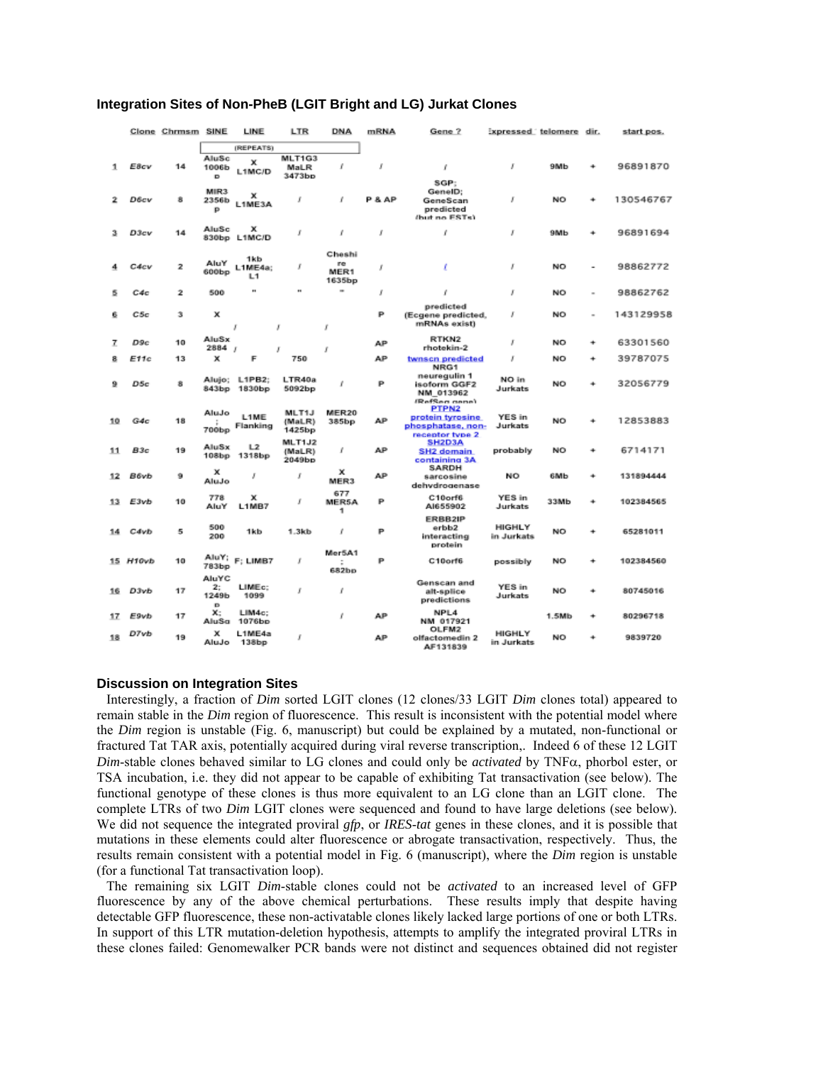### Integration Sites of Non-PheB (LGIT Bright and LG) Jurkat Clones

| | Clone | Chrmsm | SINE | LINE | LTR | DNA | mRNA | Gene ? | Expressed | telomere | dir. | start pos. |
|---|---|---|---|---|---|---|---|---|---|---|---|---|
| | | | (REPEATS) | | | | | | | | | |
| 1 | E8cv | 14 | AluSc 1006bp | x L1MC/D | MLT1G3 MaLR 3473bp | / | / | / | / | 9Mb | + | 96891870 |
| 2 | D6cv | 8 | MIR3 2356bp | x L1ME3A | / | / | P & AP | SGP; GeneID; GeneScan predicted (but no ESTs) | / | NO | + | 130546767 |
| 3 | D3cv | 14 | AluSc 830bp | x L1MC/D | / | / | / | / | / | 9Mb | + | 96891694 |
| 4 | C4cv | 2 | AluY 600bp | 1kb L1ME4a; L1 | / | Cheshire MER1 1635bp | / | / | / | NO | - | 98862772 |
| 5 | C4c | 2 | 500 | " | " | " | / | / | / | NO | - | 98862762 |
| 6 | C5c | 3 | x | / | / | / | P | predicted (Ecgene predicted, mRNAs exist) | / | NO | - | 143129958 |
| 7 | D9c | 10 | AluSx 2884 | / | / | / | AP | RTKN2 rhotekin-2 | / | NO | + | 63301560 |
| 8 | E11c | 13 | x | F | 750 | | AP | twnscn predicted | / | NO | + | 39787075 |
| 9 | D5c | 8 | Alujo; 843bp | L1PB2; 1830bp | LTR40a 5092bp | / | P | NRG1 neuregulin 1 isoform GGF2 NM_013962 (RefSeq gene) | NO in Jurkats | NO | + | 32056779 |
| 10 | G4c | 18 | AluJo ; 700bp | L1ME Flanking | MLT1J (MaLR) 1425bp | MER20 385bp | AP | PTPN2 protein tyrosine phosphatase, non-receptor type 2 | YES in Jurkats | NO | + | 12853883 |
| 11 | B3c | 19 | AluSx 108bp | L2 1318bp | MLT1J2 (MaLR) 2049bp | / | AP | SH2D3A SH2 domain containing 3A | probably | NO | + | 6714171 |
| 12 | B6vb | 9 | x AluJo | / | / | x MER3 | AP | SARDH sarcosine dehydrogenase | NO | 6Mb | + | 131894444 |
| 13 | E3vb | 10 | 778 AluY | x L1MB7 | / | 677 MER5A 1 | P | C10orf6 AI655902 | YES in Jurkats | 33Mb | + | 102384565 |
| 14 | C4vb | 5 | 500 200 | 1kb | 1.3kb | / | P | ERBB2IP erbb2 interacting protein | HIGHLY in Jurkats | NO | + | 65281011 |
| 15 | H10vb | 10 | AluY; 783bp | F; LIMB7 | / | Mer5A1 : 682bp | P | C10orf6 | possibly | NO | + | 102384560 |
| 16 | D3vb | 17 | AluYC 2; 1249bp | LIMEc; 1099 | / | / | | Genscan and alt-splice predictions | YES in Jurkats | NO | + | 80745016 |
| 17 | E9vb | 17 | X; AluSq | LIM4c; 1076bp | | / | AP | NPL4 NM_017921 | | 1.5Mb | + | 80296718 |
| 18 | D7vb | 19 | x AluJo | L1ME4a 138bp | / | | AP | OLFM2 olfactomedin 2 AF131839 | HIGHLY in Jurkats | NO | + | 9839720 |

### Discussion on Integration Sites

Interestingly, a fraction of *Dim* sorted LGIT clones (12 clones/33 LGIT *Dim* clones total) appeared to remain stable in the *Dim* region of fluorescence. This result is inconsistent with the potential model where the *Dim* region is unstable (Fig. 6, manuscript) but could be explained by a mutated, non-functional or fractured Tat TAR axis, potentially acquired during viral reverse transcription,. Indeed 6 of these 12 LGIT *Dim*-stable clones behaved similar to LG clones and could only be *activated* by TNFα, phorbol ester, or TSA incubation, i.e. they did not appear to be capable of exhibiting Tat transactivation (see below). The functional genotype of these clones is thus more equivalent to an LG clone than an LGIT clone. The complete LTRs of two *Dim* LGIT clones were sequenced and found to have large deletions (see below). We did not sequence the integrated proviral *gfp*, or *IRES-tat* genes in these clones, and it is possible that mutations in these elements could alter fluorescence or abrogate transactivation, respectively. Thus, the results remain consistent with a potential model in Fig. 6 (manuscript), where the *Dim* region is unstable (for a functional Tat transactivation loop).

The remaining six LGIT *Dim*-stable clones could not be *activated* to an increased level of GFP fluorescence by any of the above chemical perturbations. These results imply that despite having detectable GFP fluorescence, these non-activatable clones likely lacked large portions of one or both LTRs. In support of this LTR mutation-deletion hypothesis, attempts to amplify the integrated proviral LTRs in these clones failed: Genomewalker PCR bands were not distinct and sequences obtained did not register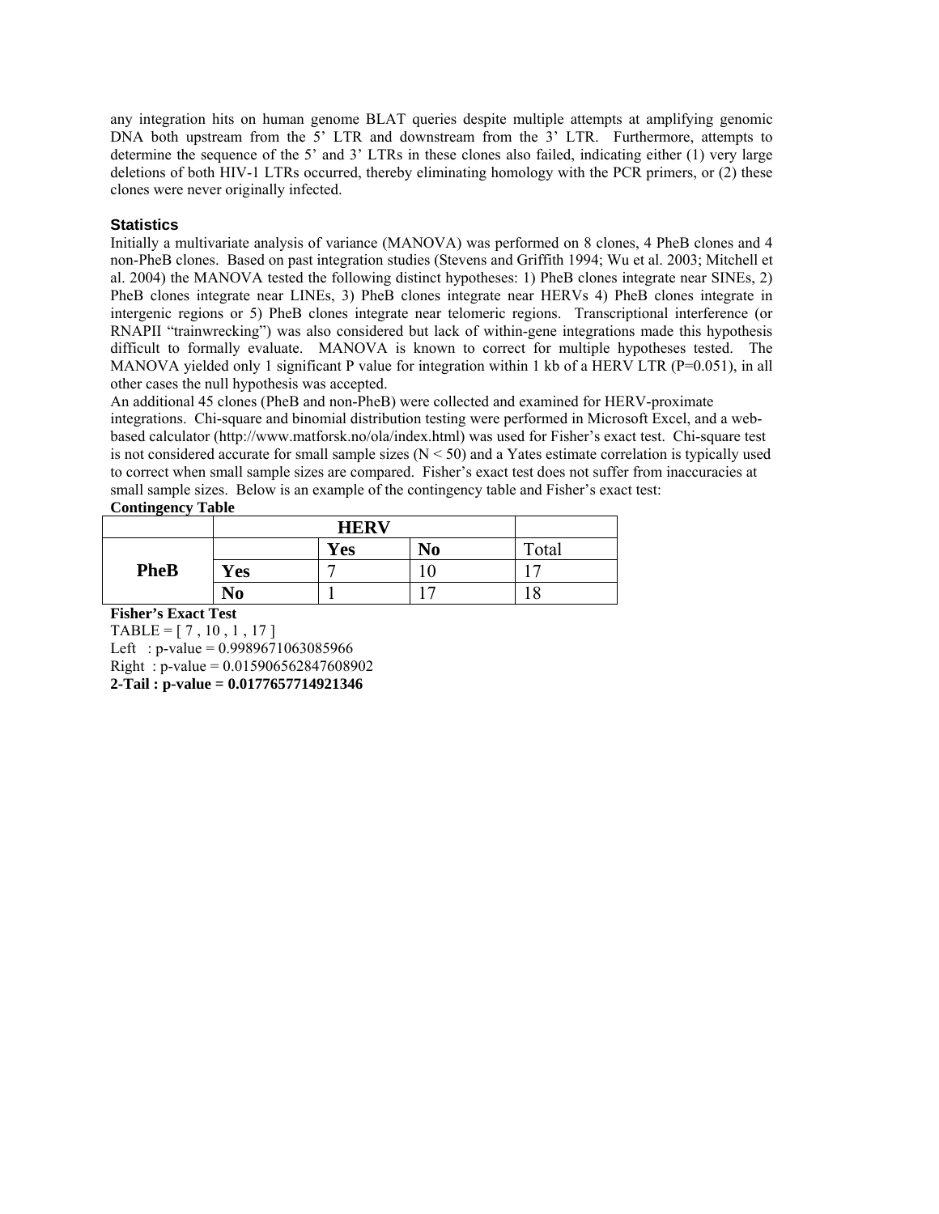any integration hits on human genome BLAT queries despite multiple attempts at amplifying genomic DNA both upstream from the 5' LTR and downstream from the 3' LTR. Furthermore, attempts to determine the sequence of the 5' and 3' LTRs in these clones also failed, indicating either (1) very large deletions of both HIV-1 LTRs occurred, thereby eliminating homology with the PCR primers, or (2) these clones were never originally infected.

### Statistics

Initially a multivariate analysis of variance (MANOVA) was performed on 8 clones, 4 PheB clones and 4 non-PheB clones. Based on past integration studies (Stevens and Griffith 1994; Wu et al. 2003; Mitchell et al. 2004) the MANOVA tested the following distinct hypotheses: 1) PheB clones integrate near SINEs, 2) PheB clones integrate near LINEs, 3) PheB clones integrate near HERVs 4) PheB clones integrate in intergenic regions or 5) PheB clones integrate near telomeric regions. Transcriptional interference (or RNAPII "trainwrecking") was also considered but lack of within-gene integrations made this hypothesis difficult to formally evaluate. MANOVA is known to correct for multiple hypotheses tested. The MANOVA yielded only 1 significant P value for integration within 1 kb of a HERV LTR (P=0.051), in all other cases the null hypothesis was accepted.

An additional 45 clones (PheB and non-PheB) were collected and examined for HERV-proximate integrations. Chi-square and binomial distribution testing were performed in Microsoft Excel, and a web-based calculator (http://www.matforsk.no/ola/index.html) was used for Fisher's exact test. Chi-square test is not considered accurate for small sample sizes (N < 50) and a Yates estimate correlation is typically used to correct when small sample sizes are compared. Fisher's exact test does not suffer from inaccuracies at small sample sizes. Below is an example of the contingency table and Fisher's exact test:

**Contingency Table**

| | | **HERV** | | |
|---|---|---|---|---|
| | | **Yes** | **No** | Total |
| **PheB** | **Yes** | 7 | 10 | 17 |
| | **No** | 1 | 17 | 18 |

**Fisher's Exact Test**

TABLE = [ 7 , 10 , 1 , 17 ]

Left : p-value = 0.9989671063085966

Right : p-value = 0.015906562847608902

**2-Tail : p-value = 0.0177657714921346**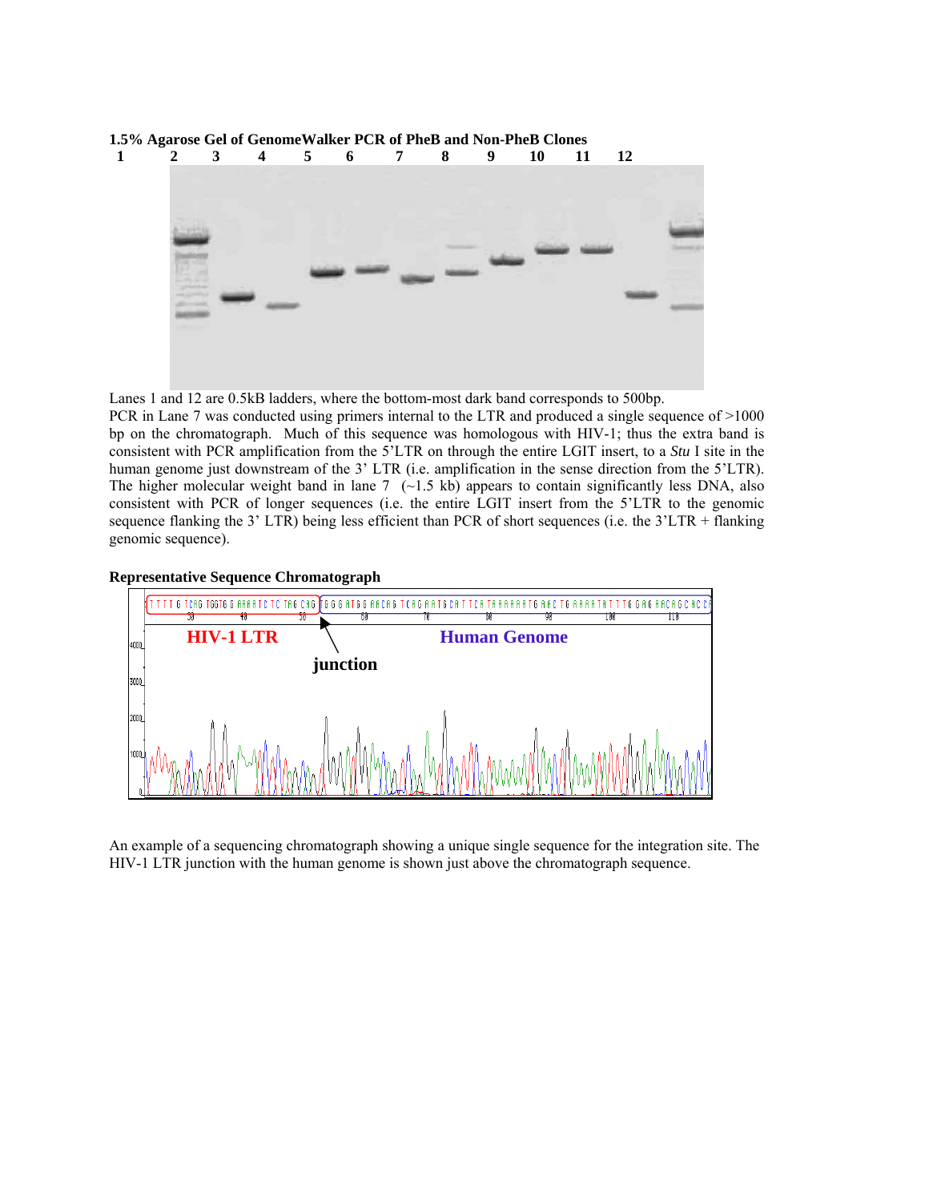**1.5% Agarose Gel of GenomeWalker PCR of PheB and Non-PheB Clones**

Lanes 1 and 12 are 0.5kB ladders, where the bottom-most dark band corresponds to 500bp.
PCR in Lane 7 was conducted using primers internal to the LTR and produced a single sequence of >1000 bp on the chromatograph. Much of this sequence was homologous with HIV-1; thus the extra band is consistent with PCR amplification from the 5'LTR on through the entire LGIT insert, to a *Stu* I site in the human genome just downstream of the 3' LTR (i.e. amplification in the sense direction from the 5'LTR). The higher molecular weight band in lane 7 (~1.5 kb) appears to contain significantly less DNA, also consistent with PCR of longer sequences (i.e. the entire LGIT insert from the 5'LTR to the genomic sequence flanking the 3' LTR) being less efficient than PCR of short sequences (i.e. the 3'LTR + flanking genomic sequence).

**Representative Sequence Chromatograph**

An example of a sequencing chromatograph showing a unique single sequence for the integration site. The HIV-1 LTR junction with the human genome is shown just above the chromatograph sequence.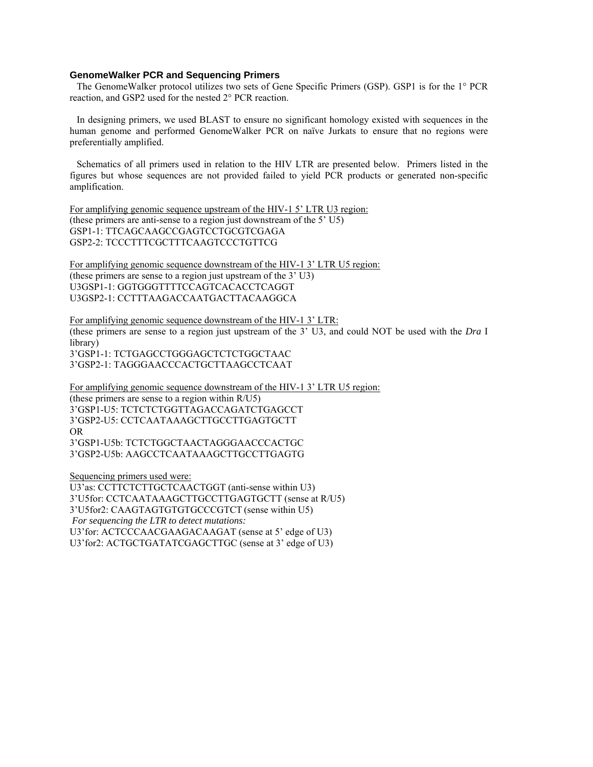### GenomeWalker PCR and Sequencing Primers

The GenomeWalker protocol utilizes two sets of Gene Specific Primers (GSP). GSP1 is for the 1° PCR reaction, and GSP2 used for the nested 2° PCR reaction.

In designing primers, we used BLAST to ensure no significant homology existed with sequences in the human genome and performed GenomeWalker PCR on naïve Jurkats to ensure that no regions were preferentially amplified.

Schematics of all primers used in relation to the HIV LTR are presented below. Primers listed in the figures but whose sequences are not provided failed to yield PCR products or generated non-specific amplification.

<u>For amplifying genomic sequence upstream of the HIV-1 5' LTR U3 region:</u>
(these primers are anti-sense to a region just downstream of the 5' U5)
GSP1-1: TTCAGCAAGCCGAGTCCTGCGTCGAGA
GSP2-2: TCCCTTTCGCTTTCAAGTCCCTGTTCG

<u>For amplifying genomic sequence downstream of the HIV-1 3' LTR U5 region:</u>
(these primers are sense to a region just upstream of the 3' U3)
U3GSP1-1: GGTGGGTTTTCCAGTCACACCTCAGGT
U3GSP2-1: CCTTTAAGACCAATGACTTACAAGGCA

<u>For amplifying genomic sequence downstream of the HIV-1 3' LTR:</u>
(these primers are sense to a region just upstream of the 3' U3, and could NOT be used with the *Dra* I library)
3'GSP1-1: TCTGAGCCTGGGAGCTCTCTGGCTAAC
3'GSP2-1: TAGGGAACCCACTGCTTAAGCCTCAAT

<u>For amplifying genomic sequence downstream of the HIV-1 3' LTR U5 region:</u>
(these primers are sense to a region within R/U5)
3'GSP1-U5: TCTCTCTGGTTAGACCAGATCTGAGCCT
3'GSP2-U5: CCTCAATAAAGCTTGCCTTGAGTGCTT
OR
3'GSP1-U5b: TCTCTGGCTAACTAGGGAACCCACTGC
3'GSP2-U5b: AAGCCTCAATAAAGCTTGCCTTGAGTG

<u>Sequencing primers used were:</u>
U3'as: CCTTCTCTTGCTCAACTGGT (anti-sense within U3)
3'U5for: CCTCAATAAAGCTTGCCTTGAGTGCTT (sense at R/U5)
3'U5for2: CAAGTAGTGTGTGCCCGTCT (sense within U5)
*For sequencing the LTR to detect mutations:*
U3'for: ACTCCCAACGAAGACAAGAT (sense at 5' edge of U3)
U3'for2: ACTGCTGATATCGAGCTTGC (sense at 3' edge of U3)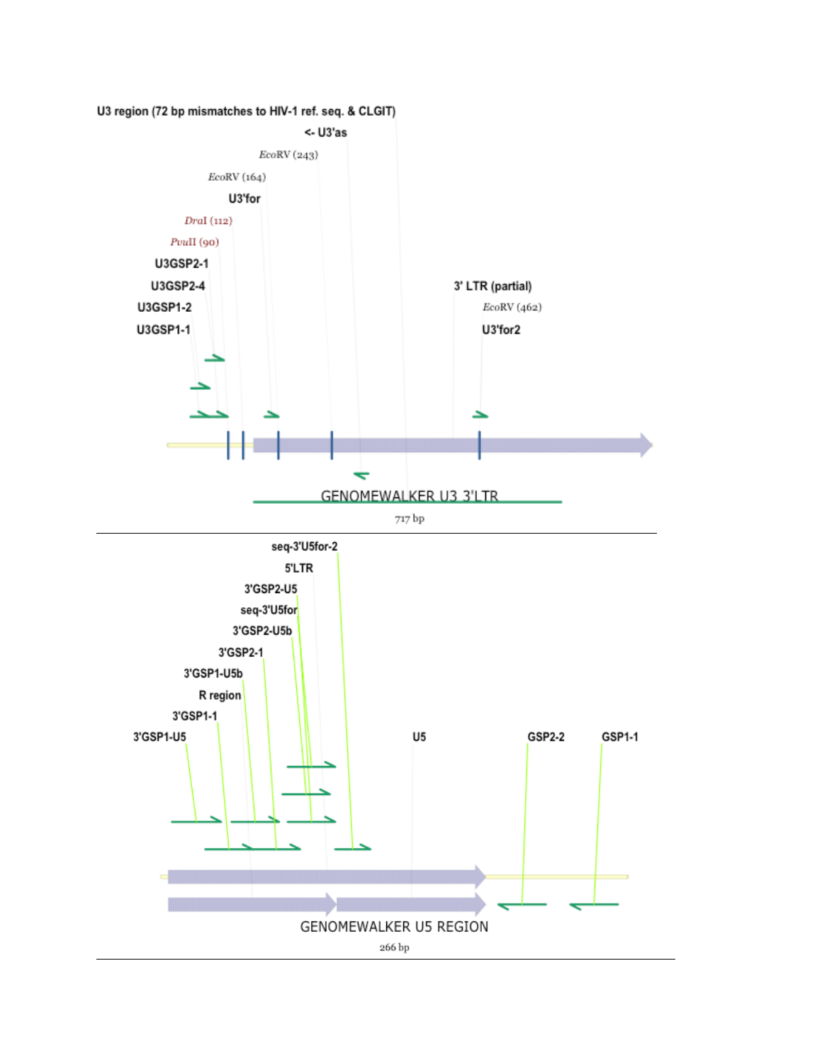U3 region (72 bp mismatches to HIV-1 ref. seq. & CLGIT)

<- U3'as

*EcoRV* (243)

*EcoRV* (164)

U3'for

*DraI* (112)

*PvuII* (90)

U3GSP2-1

U3GSP2-4

U3GSP1-2

U3GSP1-1

3' LTR (partial)

*EcoRV* (462)

U3'for2

GENOMEWALKER U3 3'LTR

717 bp

---

seq-3'U5for-2

5'LTR

3'GSP2-U5

seq-3'U5for

3'GSP2-U5b

3'GSP2-1

3'GSP1-U5b

R region

3'GSP1-1

3'GSP1-U5

U5

GSP2-2

GSP1-1

GENOMEWALKER U5 REGION

266 bp

---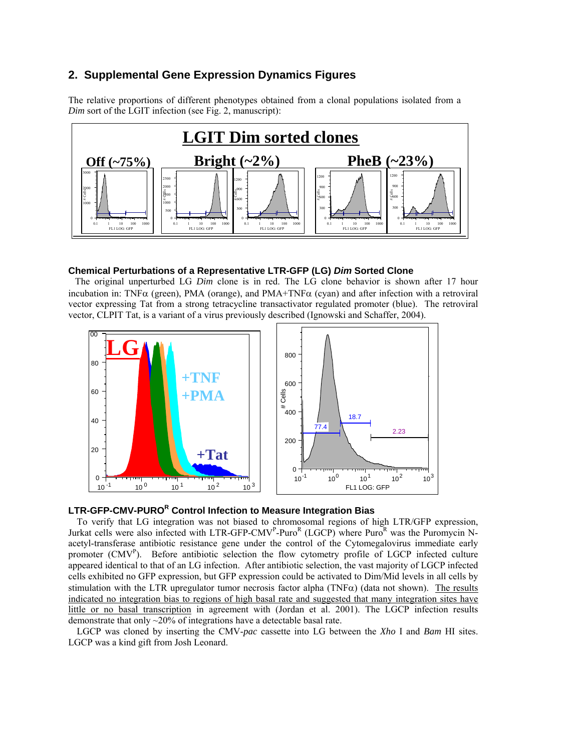## 2. Supplemental Gene Expression Dynamics Figures

The relative proportions of different phenotypes obtained from a clonal populations isolated from a *Dim* sort of the LGIT infection (see Fig. 2, manuscript):

### Chemical Perturbations of a Representative LTR-GFP (LG) *Dim* Sorted Clone

The original unperturbed LG *Dim* clone is in red. The LG clone behavior is shown after 17 hour incubation in: TNFα (green), PMA (orange), and PMA+TNFα (cyan) and after infection with a retroviral vector expressing Tat from a strong tetracycline transactivator regulated promoter (blue). The retroviral vector, CLPIT Tat, is a variant of a virus previously described (Ignowski and Schaffer, 2004).

### LTR-GFP-CMV-PURO$^R$ Control Infection to Measure Integration Bias

To verify that LG integration was not biased to chromosomal regions of high LTR/GFP expression, Jurkat cells were also infected with LTR-GFP-CMV$^P$-Puro$^R$ (LGCP) where Puro$^R$ was the Puromycin N-acetyl-transferase antibiotic resistance gene under the control of the Cytomegalovirus immediate early promoter (CMV$^P$). Before antibiotic selection the flow cytometry profile of LGCP infected culture appeared identical to that of an LG infection. After antibiotic selection, the vast majority of LGCP infected cells exhibited no GFP expression, but GFP expression could be activated to Dim/Mid levels in all cells by stimulation with the LTR upregulator tumor necrosis factor alpha (TNFα) (data not shown). The results indicated no integration bias to regions of high basal rate and suggested that many integration sites have little or no basal transcription in agreement with (Jordan et al. 2001). The LGCP infection results demonstrate that only ~20% of integrations have a detectable basal rate.

LGCP was cloned by inserting the CMV-*pac* cassette into LG between the *Xho* I and *Bam* HI sites. LGCP was a kind gift from Josh Leonard.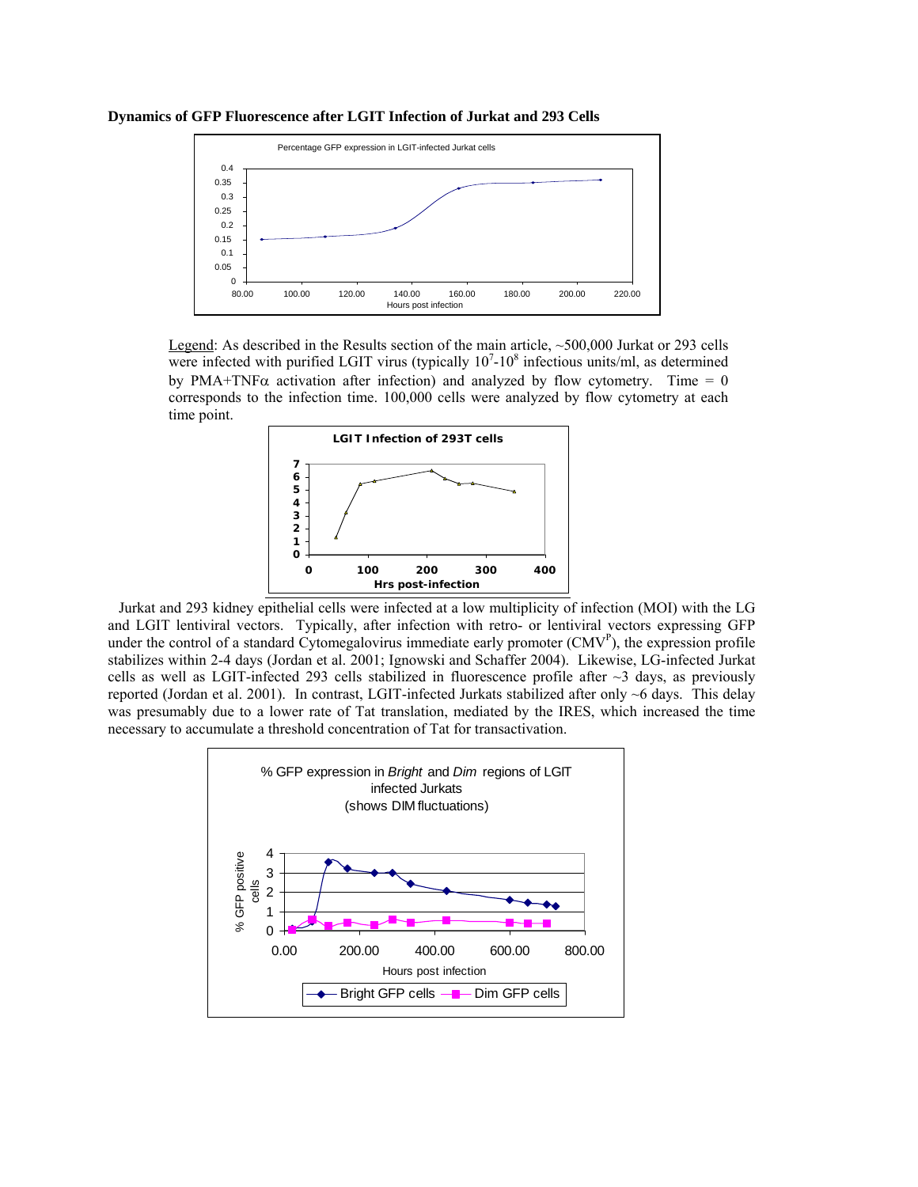**Dynamics of GFP Fluorescence after LGIT Infection of Jurkat and 293 Cells**

Legend: As described in the Results section of the main article, ~500,000 Jurkat or 293 cells were infected with purified LGIT virus (typically $10^7$-$10^8$ infectious units/ml, as determined by PMA+TNF$\alpha$ activation after infection) and analyzed by flow cytometry. Time = 0 corresponds to the infection time. 100,000 cells were analyzed by flow cytometry at each time point.

Jurkat and 293 kidney epithelial cells were infected at a low multiplicity of infection (MOI) with the LG and LGIT lentiviral vectors. Typically, after infection with retro- or lentiviral vectors expressing GFP under the control of a standard Cytomegalovirus immediate early promoter ($CMV^P$), the expression profile stabilizes within 2-4 days (Jordan et al. 2001; Ignowski and Schaffer 2004). Likewise, LG-infected Jurkat cells as well as LGIT-infected 293 cells stabilized in fluorescence profile after ~3 days, as previously reported (Jordan et al. 2001). In contrast, LGIT-infected Jurkats stabilized after only ~6 days. This delay was presumably due to a lower rate of Tat translation, mediated by the IRES, which increased the time necessary to accumulate a threshold concentration of Tat for transactivation.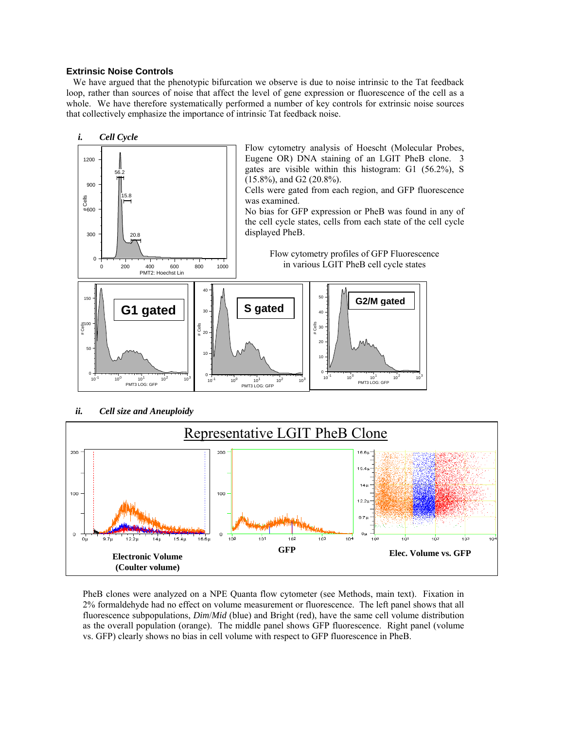## Extrinsic Noise Controls

We have argued that the phenotypic bifurcation we observe is due to noise intrinsic to the Tat feedback loop, rather than sources of noise that affect the level of gene expression or fluorescence of the cell as a whole. We have therefore systematically performed a number of key controls for extrinsic noise sources that collectively emphasize the importance of intrinsic Tat feedback noise.

### *i. Cell Cycle*

Flow cytometry analysis of Hoescht (Molecular Probes, Eugene OR) DNA staining of an LGIT PheB clone. 3 gates are visible within this histogram: G1 (56.2%), S (15.8%), and G2 (20.8%).

Cells were gated from each region, and GFP fluorescence was examined.

No bias for GFP expression or PheB was found in any of the cell cycle states, cells from each state of the cell cycle displayed PheB.

Flow cytometry profiles of GFP Fluorescence in various LGIT PheB cell cycle states

### *ii. Cell size and Aneuploidy*

Representative LGIT PheB Clone

Electronic Volume (Coulter volume) | GFP | Elec. Volume vs. GFP

PheB clones were analyzed on a NPE Quanta flow cytometer (see Methods, main text). Fixation in 2% formaldehyde had no effect on volume measurement or fluorescence. The left panel shows that all fluorescence subpopulations, *Dim*/*Mid* (blue) and Bright (red), have the same cell volume distribution as the overall population (orange). The middle panel shows GFP fluorescence. Right panel (volume vs. GFP) clearly shows no bias in cell volume with respect to GFP fluorescence in PheB.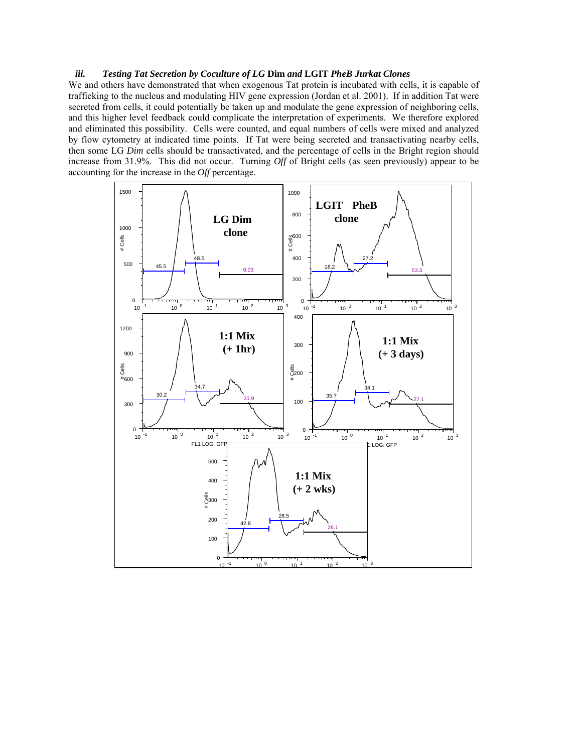### *iii. Testing Tat Secretion by Coculture of LG* Dim *and* LGIT *PheB Jurkat Clones*

We and others have demonstrated that when exogenous Tat protein is incubated with cells, it is capable of trafficking to the nucleus and modulating HIV gene expression (Jordan et al. 2001). If in addition Tat were secreted from cells, it could potentially be taken up and modulate the gene expression of neighboring cells, and this higher level feedback could complicate the interpretation of experiments. We therefore explored and eliminated this possibility. Cells were counted, and equal numbers of cells were mixed and analyzed by flow cytometry at indicated time points. If Tat were being secreted and transactivating nearby cells, then some LG *Dim* cells should be transactivated, and the percentage of cells in the Bright region should increase from 31.9%. This did not occur. Turning *Off* of Bright cells (as seen previously) appear to be accounting for the increase in the *Off* percentage.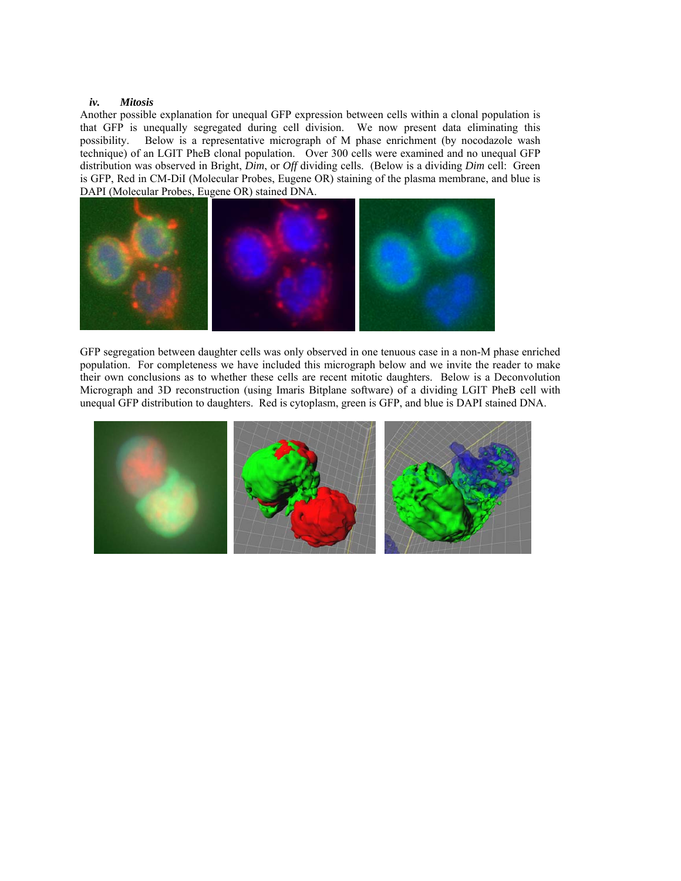### iv. *Mitosis*

Another possible explanation for unequal GFP expression between cells within a clonal population is that GFP is unequally segregated during cell division. We now present data eliminating this possibility. Below is a representative micrograph of M phase enrichment (by nocodazole wash technique) of an LGIT PheB clonal population. Over 300 cells were examined and no unequal GFP distribution was observed in Bright, *Dim*, or *Off* dividing cells. (Below is a dividing *Dim* cell: Green is GFP, Red in CM-DiI (Molecular Probes, Eugene OR) staining of the plasma membrane, and blue is DAPI (Molecular Probes, Eugene OR) stained DNA.

GFP segregation between daughter cells was only observed in one tenuous case in a non-M phase enriched population. For completeness we have included this micrograph below and we invite the reader to make their own conclusions as to whether these cells are recent mitotic daughters. Below is a Deconvolution Micrograph and 3D reconstruction (using Imaris Bitplane software) of a dividing LGIT PheB cell with unequal GFP distribution to daughters. Red is cytoplasm, green is GFP, and blue is DAPI stained DNA.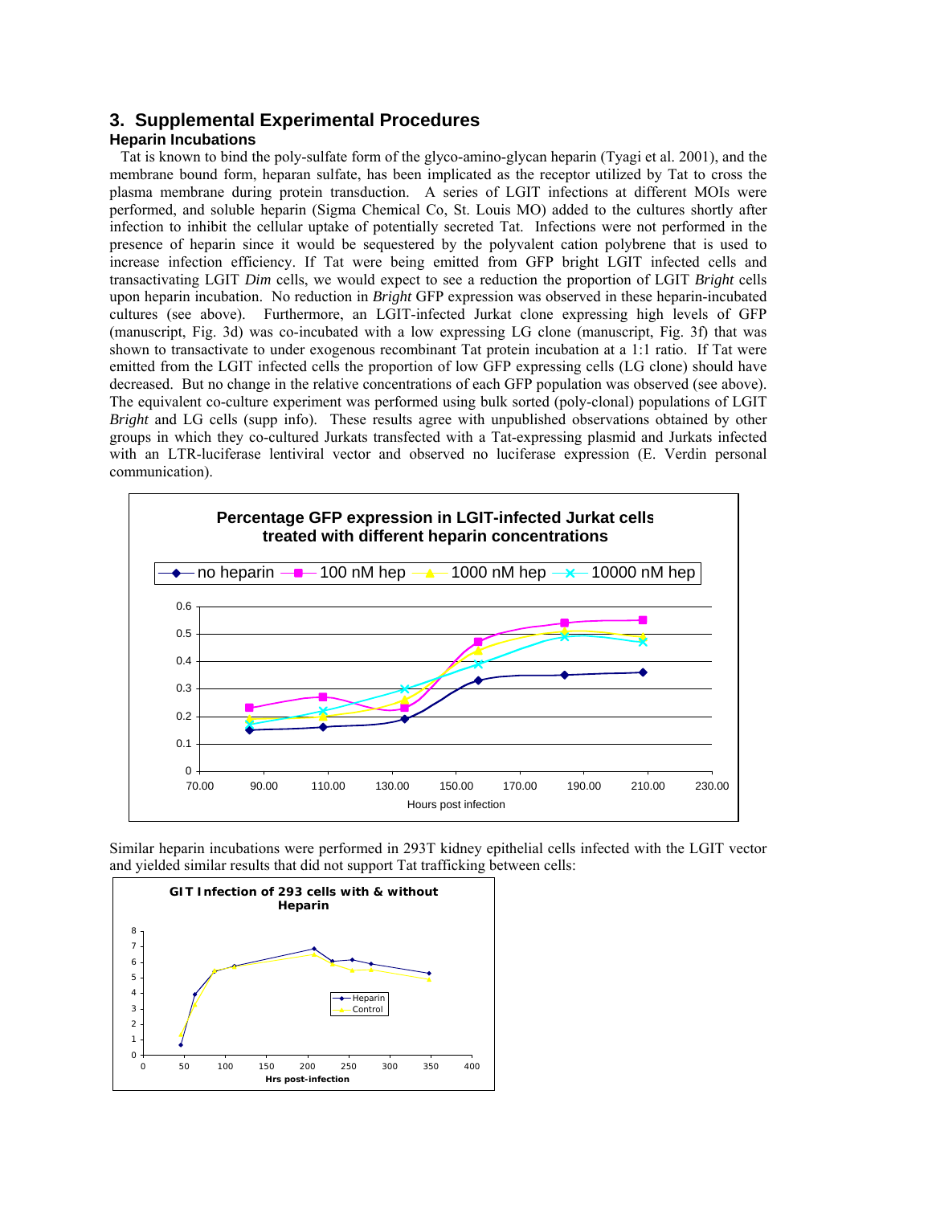## 3. Supplemental Experimental Procedures

### Heparin Incubations

Tat is known to bind the poly-sulfate form of the glyco-amino-glycan heparin (Tyagi et al. 2001), and the membrane bound form, heparan sulfate, has been implicated as the receptor utilized by Tat to cross the plasma membrane during protein transduction. A series of LGIT infections at different MOIs were performed, and soluble heparin (Sigma Chemical Co, St. Louis MO) added to the cultures shortly after infection to inhibit the cellular uptake of potentially secreted Tat. Infections were not performed in the presence of heparin since it would be sequestered by the polyvalent cation polybrene that is used to increase infection efficiency. If Tat were being emitted from GFP bright LGIT infected cells and transactivating LGIT *Dim* cells, we would expect to see a reduction the proportion of LGIT *Bright* cells upon heparin incubation. No reduction in *Bright* GFP expression was observed in these heparin-incubated cultures (see above). Furthermore, an LGIT-infected Jurkat clone expressing high levels of GFP (manuscript, Fig. 3d) was co-incubated with a low expressing LG clone (manuscript, Fig. 3f) that was shown to transactivate to under exogenous recombinant Tat protein incubation at a 1:1 ratio. If Tat were emitted from the LGIT infected cells the proportion of low GFP expressing cells (LG clone) should have decreased. But no change in the relative concentrations of each GFP population was observed (see above). The equivalent co-culture experiment was performed using bulk sorted (poly-clonal) populations of LGIT *Bright* and LG cells (supp info). These results agree with unpublished observations obtained by other groups in which they co-cultured Jurkats transfected with a Tat-expressing plasmid and Jurkats infected with an LTR-luciferase lentiviral vector and observed no luciferase expression (E. Verdin personal communication).

Similar heparin incubations were performed in 293T kidney epithelial cells infected with the LGIT vector and yielded similar results that did not support Tat trafficking between cells: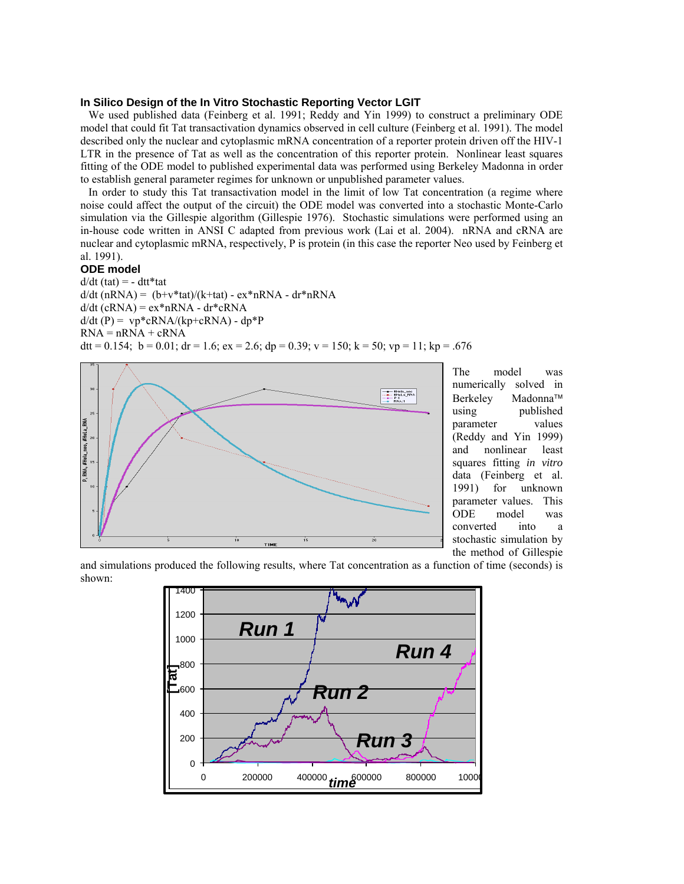### In Silico Design of the In Vitro Stochastic Reporting Vector LGIT

We used published data (Feinberg et al. 1991; Reddy and Yin 1999) to construct a preliminary ODE model that could fit Tat transactivation dynamics observed in cell culture (Feinberg et al. 1991). The model described only the nuclear and cytoplasmic mRNA concentration of a reporter protein driven off the HIV-1 LTR in the presence of Tat as well as the concentration of this reporter protein. Nonlinear least squares fitting of the ODE model to published experimental data was performed using Berkeley Madonna in order to establish general parameter regimes for unknown or unpublished parameter values.

In order to study this Tat transactivation model in the limit of low Tat concentration (a regime where noise could affect the output of the circuit) the ODE model was converted into a stochastic Monte-Carlo simulation via the Gillespie algorithm (Gillespie 1976). Stochastic simulations were performed using an in-house code written in ANSI C adapted from previous work (Lai et al. 2004). nRNA and cRNA are nuclear and cytoplasmic mRNA, respectively, P is protein (in this case the reporter Neo used by Feinberg et al. 1991).

### ODE model

d/dt (tat) = - dtt*tat

d/dt (nRNA) = (b+v*tat)/(k+tat) - ex*nRNA - dr*nRNA

d/dt (cRNA) = ex*nRNA - dr*cRNA

d/dt (P) = vp*cRNA/(kp+cRNA) - dp*P

RNA = nRNA + cRNA

dtt = 0.154; b = 0.01; dr = 1.6; ex = 2.6; dp = 0.39; v = 150; k = 50; vp = 11; kp = .676

The model was numerically solved in Berkeley Madonna™ using published parameter values (Reddy and Yin 1999) and nonlinear least squares fitting *in vitro* data (Feinberg et al. 1991) for unknown parameter values. This ODE model was converted into a stochastic simulation by the method of Gillespie and simulations produced the following results, where Tat concentration as a function of time (seconds) is shown: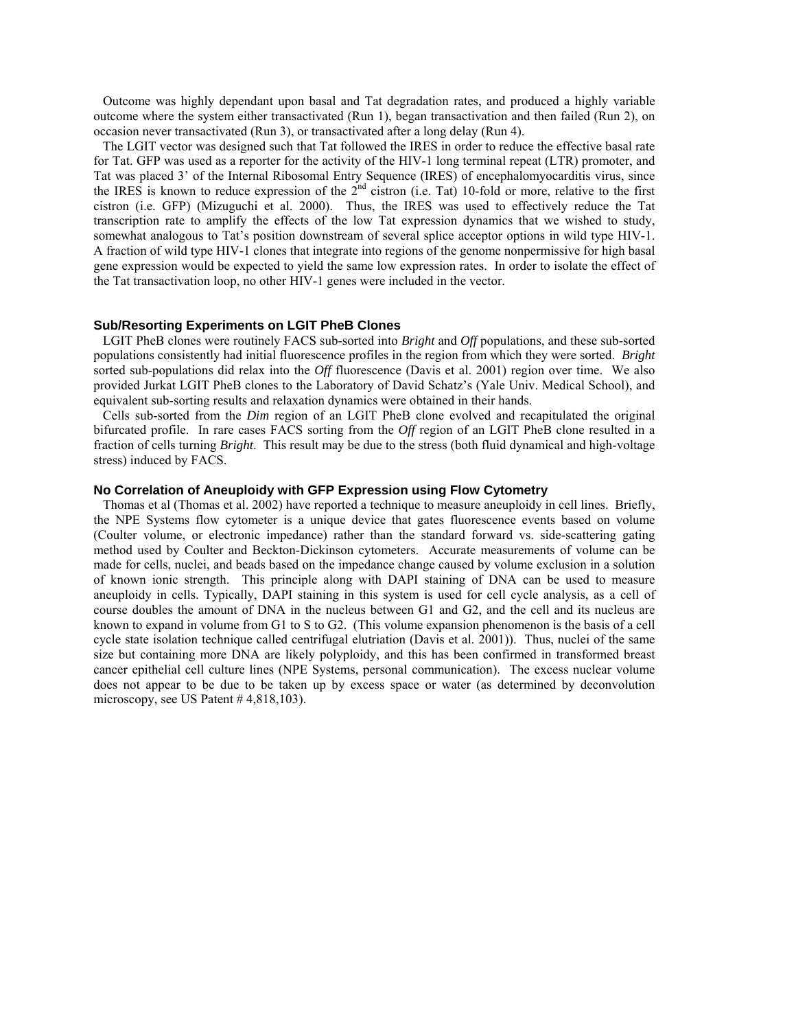Outcome was highly dependant upon basal and Tat degradation rates, and produced a highly variable outcome where the system either transactivated (Run 1), began transactivation and then failed (Run 2), on occasion never transactivated (Run 3), or transactivated after a long delay (Run 4).

The LGIT vector was designed such that Tat followed the IRES in order to reduce the effective basal rate for Tat. GFP was used as a reporter for the activity of the HIV-1 long terminal repeat (LTR) promoter, and Tat was placed 3' of the Internal Ribosomal Entry Sequence (IRES) of encephalomyocarditis virus, since the IRES is known to reduce expression of the 2nd cistron (i.e. Tat) 10-fold or more, relative to the first cistron (i.e. GFP) (Mizuguchi et al. 2000). Thus, the IRES was used to effectively reduce the Tat transcription rate to amplify the effects of the low Tat expression dynamics that we wished to study, somewhat analogous to Tat's position downstream of several splice acceptor options in wild type HIV-1. A fraction of wild type HIV-1 clones that integrate into regions of the genome nonpermissive for high basal gene expression would be expected to yield the same low expression rates. In order to isolate the effect of the Tat transactivation loop, no other HIV-1 genes were included in the vector.

### Sub/Resorting Experiments on LGIT PheB Clones

LGIT PheB clones were routinely FACS sub-sorted into *Bright* and *Off* populations, and these sub-sorted populations consistently had initial fluorescence profiles in the region from which they were sorted. *Bright* sorted sub-populations did relax into the *Off* fluorescence (Davis et al. 2001) region over time. We also provided Jurkat LGIT PheB clones to the Laboratory of David Schatz's (Yale Univ. Medical School), and equivalent sub-sorting results and relaxation dynamics were obtained in their hands.

Cells sub-sorted from the *Dim* region of an LGIT PheB clone evolved and recapitulated the original bifurcated profile. In rare cases FACS sorting from the *Off* region of an LGIT PheB clone resulted in a fraction of cells turning *Bright*. This result may be due to the stress (both fluid dynamical and high-voltage stress) induced by FACS.

### No Correlation of Aneuploidy with GFP Expression using Flow Cytometry

Thomas et al (Thomas et al. 2002) have reported a technique to measure aneuploidy in cell lines. Briefly, the NPE Systems flow cytometer is a unique device that gates fluorescence events based on volume (Coulter volume, or electronic impedance) rather than the standard forward vs. side-scattering gating method used by Coulter and Beckton-Dickinson cytometers. Accurate measurements of volume can be made for cells, nuclei, and beads based on the impedance change caused by volume exclusion in a solution of known ionic strength. This principle along with DAPI staining of DNA can be used to measure aneuploidy in cells. Typically, DAPI staining in this system is used for cell cycle analysis, as a cell of course doubles the amount of DNA in the nucleus between G1 and G2, and the cell and its nucleus are known to expand in volume from G1 to S to G2. (This volume expansion phenomenon is the basis of a cell cycle state isolation technique called centrifugal elutriation (Davis et al. 2001)). Thus, nuclei of the same size but containing more DNA are likely polyploidy, and this has been confirmed in transformed breast cancer epithelial cell culture lines (NPE Systems, personal communication). The excess nuclear volume does not appear to be due to be taken up by excess space or water (as determined by deconvolution microscopy, see US Patent # 4,818,103).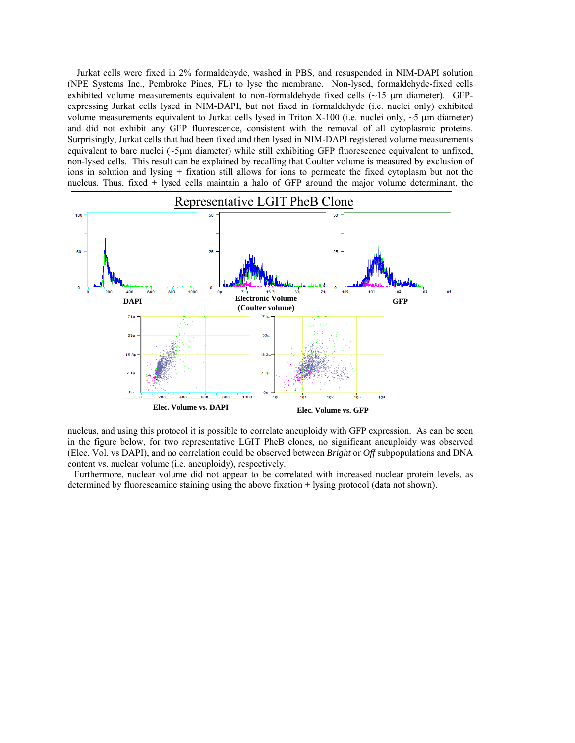Jurkat cells were fixed in 2% formaldehyde, washed in PBS, and resuspended in NIM-DAPI solution (NPE Systems Inc., Pembroke Pines, FL) to lyse the membrane. Non-lysed, formaldehyde-fixed cells exhibited volume measurements equivalent to non-formaldehyde fixed cells (~15 µm diameter). GFP-expressing Jurkat cells lysed in NIM-DAPI, but not fixed in formaldehyde (i.e. nuclei only) exhibited volume measurements equivalent to Jurkat cells lysed in Triton X-100 (i.e. nuclei only, ~5 µm diameter) and did not exhibit any GFP fluorescence, consistent with the removal of all cytoplasmic proteins. Surprisingly, Jurkat cells that had been fixed and then lysed in NIM-DAPI registered volume measurements equivalent to bare nuclei (~5µm diameter) while still exhibiting GFP fluorescence equivalent to unfixed, non-lysed cells. This result can be explained by recalling that Coulter volume is measured by exclusion of ions in solution and lysing + fixation still allows for ions to permeate the fixed cytoplasm but not the nucleus. Thus, fixed + lysed cells maintain a halo of GFP around the major volume determinant, the nucleus, and using this protocol it is possible to correlate aneuploidy with GFP expression. As can be seen in the figure below, for two representative LGIT PheB clones, no significant aneuploidy was observed (Elec. Vol. vs DAPI), and no correlation could be observed between *Bright* or *Off* subpopulations and DNA content vs. nuclear volume (i.e. aneuploidy), respectively.

Furthermore, nuclear volume did not appear to be correlated with increased nuclear protein levels, as determined by fluorescamine staining using the above fixation + lysing protocol (data not shown).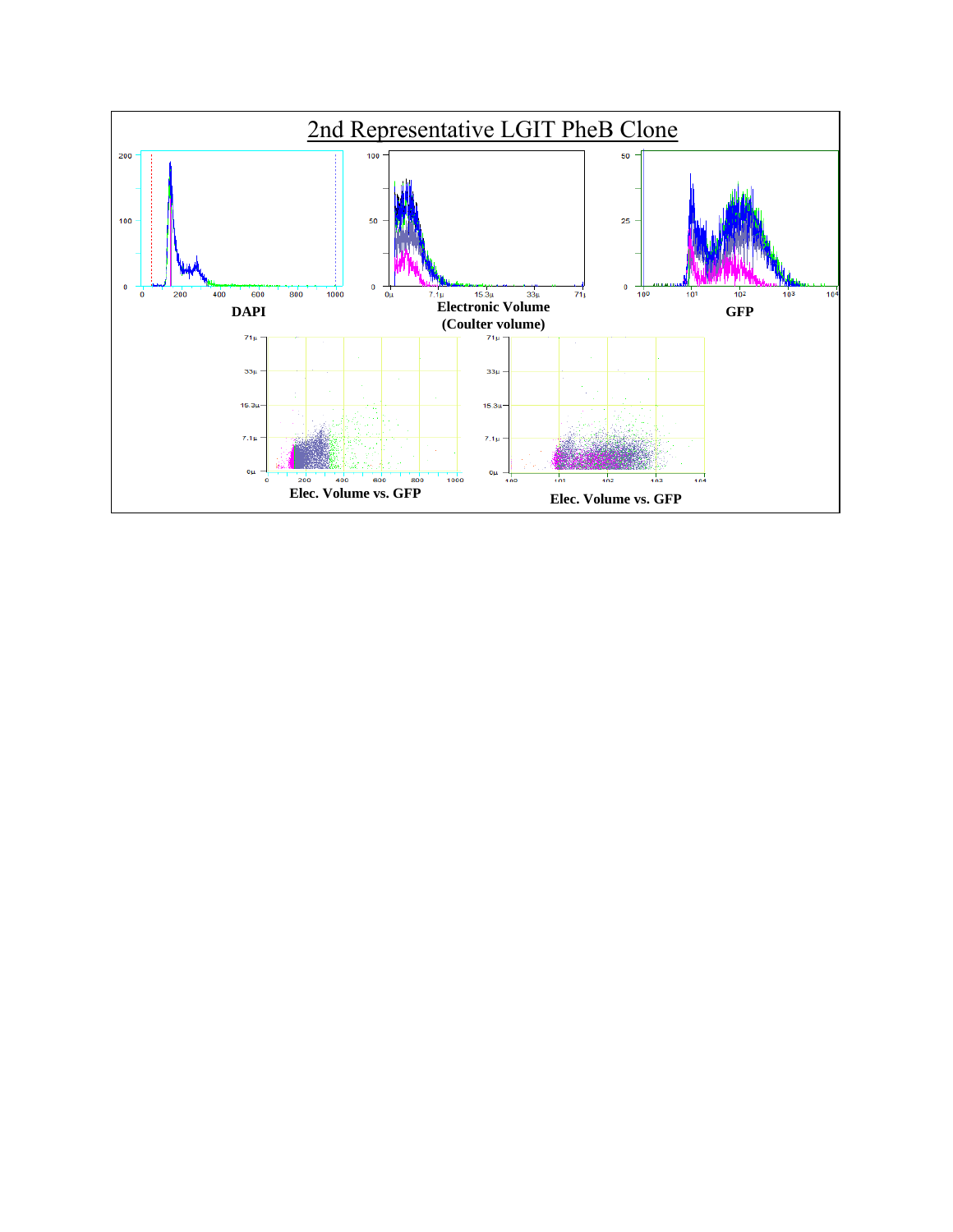# 2nd Representative LGIT PheB Clone

**DAPI**

**Electronic Volume (Coulter volume)**

**GFP**

**Elec. Volume vs. GFP**

**Elec. Volume vs. GFP**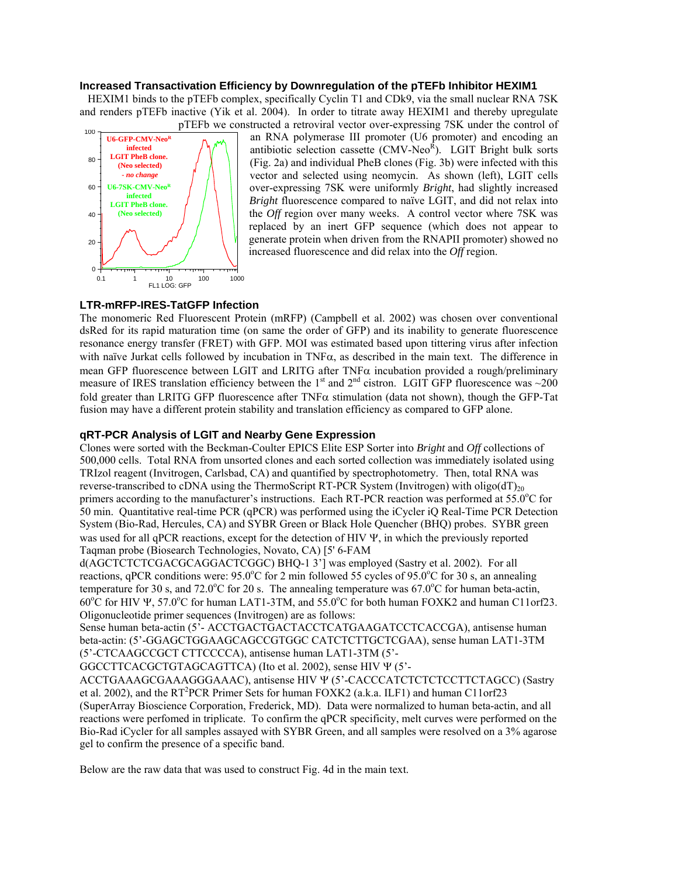### Increased Transactivation Efficiency by Downregulation of the pTEFb Inhibitor HEXIM1

HEXIM1 binds to the pTEFb complex, specifically Cyclin T1 and CDk9, via the small nuclear RNA 7SK and renders pTEFb inactive (Yik et al. 2004). In order to titrate away HEXIM1 and thereby upregulate pTEFb we constructed a retroviral vector over-expressing 7SK under the control of an RNA polymerase III promoter (U6 promoter) and encoding an antibiotic selection cassette (CMV-Neo$^R$). LGIT Bright bulk sorts (Fig. 2a) and individual PheB clones (Fig. 3b) were infected with this vector and selected using neomycin. As shown (left), LGIT cells over-expressing 7SK were uniformly *Bright*, had slightly increased *Bright* fluorescence compared to naïve LGIT, and did not relax into the *Off* region over many weeks. A control vector where 7SK was replaced by an inert GFP sequence (which does not appear to generate protein when driven from the RNAPII promoter) showed no increased fluorescence and did relax into the *Off* region.

U6-GFP-CMV-Neo$^R$ infected LGIT PheB clone. (Neo selected) - *no change*

U6-7SK-CMV-Neo$^R$ infected LGIT PheB clone. (Neo selected)

FL1 LOG: GFP

### LTR-mRFP-IRES-TatGFP Infection

The monomeric Red Fluorescent Protein (mRFP) (Campbell et al. 2002) was chosen over conventional dsRed for its rapid maturation time (on same the order of GFP) and its inability to generate fluorescence resonance energy transfer (FRET) with GFP. MOI was estimated based upon tittering virus after infection with naïve Jurkat cells followed by incubation in TNFα, as described in the main text. The difference in mean GFP fluorescence between LGIT and LRITG after TNFα incubation provided a rough/preliminary measure of IRES translation efficiency between the 1$^{st}$ and 2$^{nd}$ cistron. LGIT GFP fluorescence was ~200 fold greater than LRITG GFP fluorescence after TNFα stimulation (data not shown), though the GFP-Tat fusion may have a different protein stability and translation efficiency as compared to GFP alone.

### qRT-PCR Analysis of LGIT and Nearby Gene Expression

Clones were sorted with the Beckman-Coulter EPICS Elite ESP Sorter into *Bright* and *Off* collections of 500,000 cells. Total RNA from unsorted clones and each sorted collection was immediately isolated using TRIzol reagent (Invitrogen, Carlsbad, CA) and quantified by spectrophotometry. Then, total RNA was reverse-transcribed to cDNA using the ThermoScript RT-PCR System (Invitrogen) with oligo(dT)$_{20}$ primers according to the manufacturer's instructions. Each RT-PCR reaction was performed at 55.0°C for 50 min. Quantitative real-time PCR (qPCR) was performed using the iCycler iQ Real-Time PCR Detection System (Bio-Rad, Hercules, CA) and SYBR Green or Black Hole Quencher (BHQ) probes. SYBR green was used for all qPCR reactions, except for the detection of HIV Ψ, in which the previously reported Taqman probe (Biosearch Technologies, Novato, CA) [5' 6-FAM d(AGCTCTCTCGACGCAGGACTCGGC) BHQ-1 3'] was employed (Sastry et al. 2002). For all reactions, qPCR conditions were: 95.0°C for 2 min followed 55 cycles of 95.0°C for 30 s, an annealing temperature for 30 s, and 72.0°C for 20 s. The annealing temperature was 67.0°C for human beta-actin, 60°C for HIV Ψ, 57.0°C for human LAT1-3TM, and 55.0°C for both human FOXK2 and human C11orf23. Oligonucleotide primer sequences (Invitrogen) are as follows:
Sense human beta-actin (5'- ACCTGACTGACTACCTCATGAAGATCCTCACCGA), antisense human beta-actin: (5'-GGAGCTGGAAGCAGCCGTGGC CATCTCTTGCTCGAA), sense human LAT1-3TM (5'-CTCAAGCCGCT CTTCCCCA), antisense human LAT1-3TM (5'-GGCCTTCACGCTGTAGCAGTTCA) (Ito et al. 2002), sense HIV Ψ (5'-ACCTGAAAGCGAAAGGGAAAC), antisense HIV Ψ (5'-CACCCATCTCTCTCCTTCTAGCC) (Sastry et al. 2002), and the RT$^2$PCR Primer Sets for human FOXK2 (a.k.a. ILF1) and human C11orf23 (SuperArray Bioscience Corporation, Frederick, MD). Data were normalized to human beta-actin, and all reactions were perfomed in triplicate. To confirm the qPCR specificity, melt curves were performed on the Bio-Rad iCycler for all samples assayed with SYBR Green, and all samples were resolved on a 3% agarose gel to confirm the presence of a specific band.

Below are the raw data that was used to construct Fig. 4d in the main text.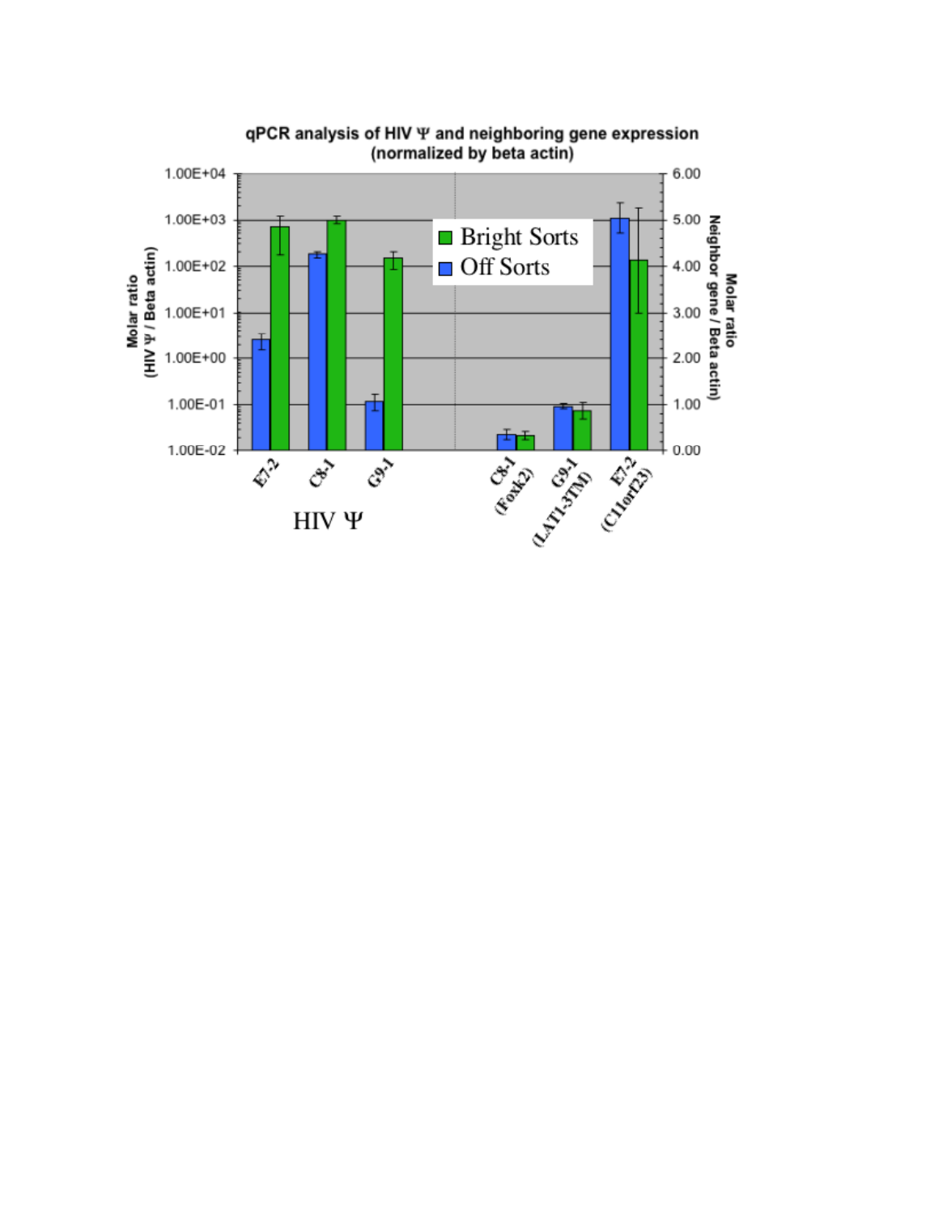**qPCR analysis of HIV Ψ and neighboring gene expression (normalized by beta actin)**

Left axis: Molar ratio (HIV Ψ / Beta actin) — 1.00E-02 to 1.00E+04

Right axis: Molar ratio Neighbor gene / Beta actin — 0.00 to 6.00

Legend: Bright Sorts; Off Sorts

HIV Ψ: E7-2, C8-1, G9-1

Neighbor genes: C8-1 (Foxk2), G9-1 (LAT1-3TM), E7-2 (C11orf23)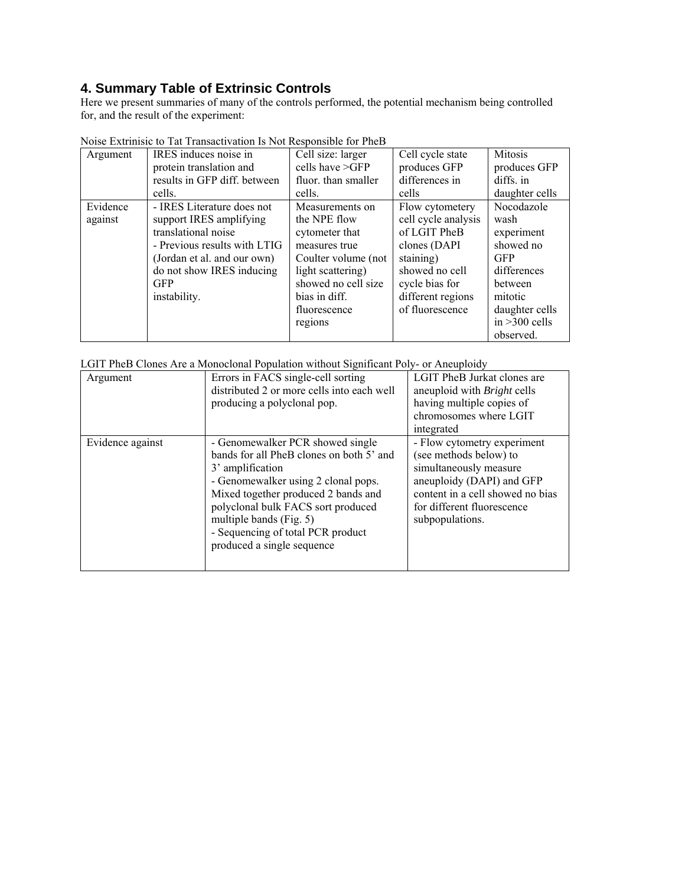## 4. Summary Table of Extrinsic Controls

Here we present summaries of many of the controls performed, the potential mechanism being controlled for, and the result of the experiment:

Noise Extrinisic to Tat Transactivation Is Not Responsible for PheB

| Argument | IRES induces noise in protein translation and results in GFP diff. between cells. | Cell size: larger cells have >GFP fluor. than smaller cells. | Cell cycle state produces GFP differences in cells | Mitosis produces GFP diffs. in daughter cells |
|---|---|---|---|---|
| Evidence against | - IRES Literature does not support IRES amplifying translational noise<br>- Previous results with LTIG (Jordan et al. and our own) do not show IRES inducing GFP instability. | Measurements on the NPE flow cytometer that measures true Coulter volume (not light scattering) showed no cell size bias in diff. fluorescence regions | Flow cytometery cell cycle analysis of LGIT PheB clones (DAPI staining) showed no cell cycle bias for different regions of fluorescence | Nocodazole wash experiment showed no GFP differences between mitotic daughter cells in >300 cells observed. |

LGIT PheB Clones Are a Monoclonal Population without Significant Poly- or Aneuploidy

| Argument | Errors in FACS single-cell sorting distributed 2 or more cells into each well producing a polyclonal pop. | LGIT PheB Jurkat clones are aneuploid with *Bright* cells having multiple copies of chromosomes where LGIT integrated |
|---|---|---|
| Evidence against | - Genomewalker PCR showed single bands for all PheB clones on both 5' and 3' amplification<br>- Genomewalker using 2 clonal pops. Mixed together produced 2 bands and polyclonal bulk FACS sort produced multiple bands (Fig. 5)<br>- Sequencing of total PCR product produced a single sequence | - Flow cytometry experiment (see methods below) to simultaneously measure aneuploidy (DAPI) and GFP content in a cell showed no bias for different fluorescence subpopulations. |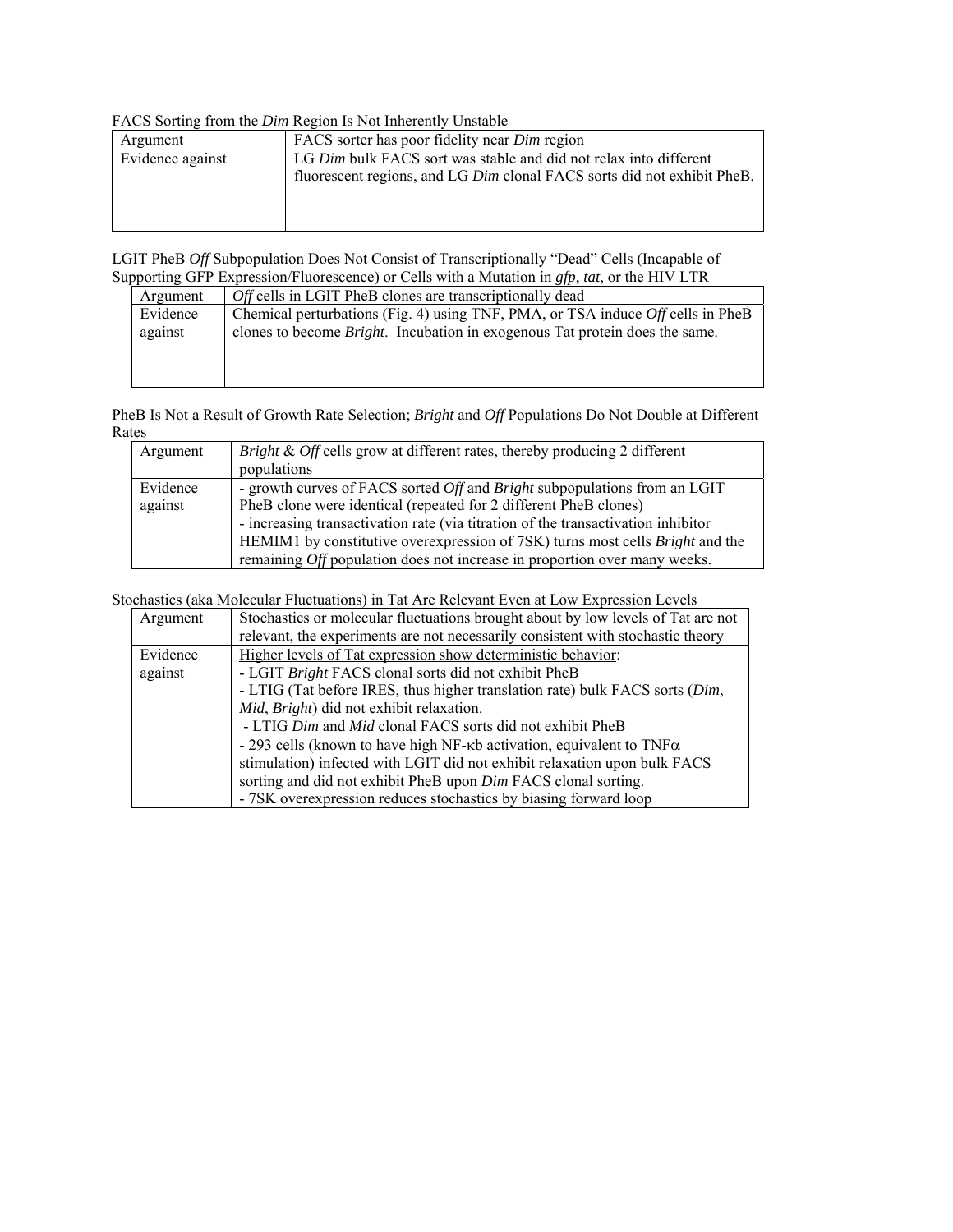FACS Sorting from the *Dim* Region Is Not Inherently Unstable

| Argument | FACS sorter has poor fidelity near *Dim* region |
|---|---|
| Evidence against | LG *Dim* bulk FACS sort was stable and did not relax into different fluorescent regions, and LG *Dim* clonal FACS sorts did not exhibit PheB. |

LGIT PheB *Off* Subpopulation Does Not Consist of Transcriptionally "Dead" Cells (Incapable of Supporting GFP Expression/Fluorescence) or Cells with a Mutation in *gfp*, *tat*, or the HIV LTR

| Argument | *Off* cells in LGIT PheB clones are transcriptionally dead |
|---|---|
| Evidence against | Chemical perturbations (Fig. 4) using TNF, PMA, or TSA induce *Off* cells in PheB clones to become *Bright*. Incubation in exogenous Tat protein does the same. |

PheB Is Not a Result of Growth Rate Selection; *Bright* and *Off* Populations Do Not Double at Different Rates

| Argument | *Bright* & *Off* cells grow at different rates, thereby producing 2 different populations |
|---|---|
| Evidence against | - growth curves of FACS sorted *Off* and *Bright* subpopulations from an LGIT PheB clone were identical (repeated for 2 different PheB clones)<br>- increasing transactivation rate (via titration of the transactivation inhibitor HEMIM1 by constitutive overexpression of 7SK) turns most cells *Bright* and the remaining *Off* population does not increase in proportion over many weeks. |

Stochastics (aka Molecular Fluctuations) in Tat Are Relevant Even at Low Expression Levels

| Argument | Stochastics or molecular fluctuations brought about by low levels of Tat are not relevant, the experiments are not necessarily consistent with stochastic theory |
|---|---|
| Evidence against | <u>Higher levels of Tat expression show deterministic behavior</u>:<br>- LGIT *Bright* FACS clonal sorts did not exhibit PheB<br>- LTIG (Tat before IRES, thus higher translation rate) bulk FACS sorts (*Dim*, *Mid*, *Bright*) did not exhibit relaxation.<br>- LTIG *Dim* and *Mid* clonal FACS sorts did not exhibit PheB<br>- 293 cells (known to have high NF-κb activation, equivalent to TNF$\alpha$ stimulation) infected with LGIT did not exhibit relaxation upon bulk FACS sorting and did not exhibit PheB upon *Dim* FACS clonal sorting.<br>- 7SK overexpression reduces stochastics by biasing forward loop |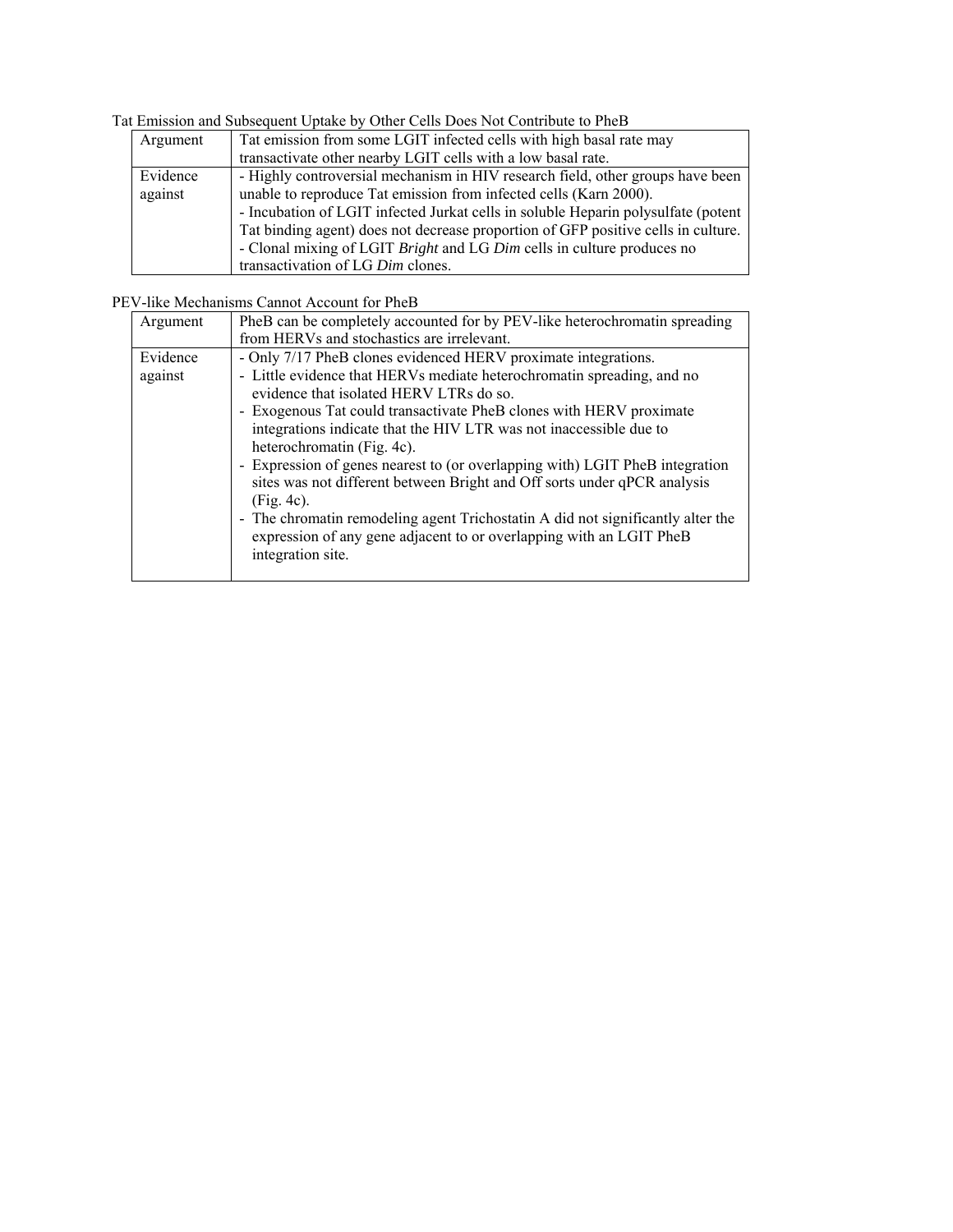Tat Emission and Subsequent Uptake by Other Cells Does Not Contribute to PheB

| Argument | Tat emission from some LGIT infected cells with high basal rate may transactivate other nearby LGIT cells with a low basal rate. |
|---|---|
| Evidence against | - Highly controversial mechanism in HIV research field, other groups have been unable to reproduce Tat emission from infected cells (Karn 2000).<br>- Incubation of LGIT infected Jurkat cells in soluble Heparin polysulfate (potent Tat binding agent) does not decrease proportion of GFP positive cells in culture.<br>- Clonal mixing of LGIT *Bright* and LG *Dim* cells in culture produces no transactivation of LG *Dim* clones. |

PEV-like Mechanisms Cannot Account for PheB

| Argument | PheB can be completely accounted for by PEV-like heterochromatin spreading from HERVs and stochastics are irrelevant. |
|---|---|
| Evidence against | - Only 7/17 PheB clones evidenced HERV proximate integrations.<br>- Little evidence that HERVs mediate heterochromatin spreading, and no evidence that isolated HERV LTRs do so.<br>- Exogenous Tat could transactivate PheB clones with HERV proximate integrations indicate that the HIV LTR was not inaccessible due to heterochromatin (Fig. 4c).<br>- Expression of genes nearest to (or overlapping with) LGIT PheB integration sites was not different between Bright and Off sorts under qPCR analysis (Fig. 4c).<br>- The chromatin remodeling agent Trichostatin A did not significantly alter the expression of any gene adjacent to or overlapping with an LGIT PheB integration site. |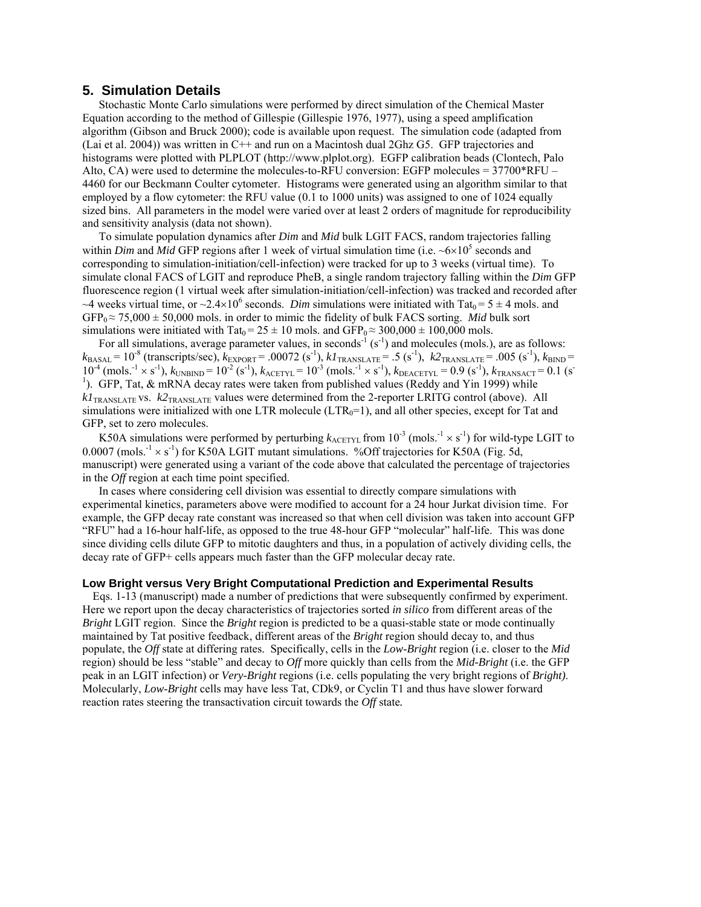## 5. Simulation Details

Stochastic Monte Carlo simulations were performed by direct simulation of the Chemical Master Equation according to the method of Gillespie (Gillespie 1976, 1977), using a speed amplification algorithm (Gibson and Bruck 2000); code is available upon request. The simulation code (adapted from (Lai et al. 2004)) was written in C++ and run on a Macintosh dual 2Ghz G5. GFP trajectories and histograms were plotted with PLPLOT (http://www.plplot.org). EGFP calibration beads (Clontech, Palo Alto, CA) were used to determine the molecules-to-RFU conversion: EGFP molecules = 37700*RFU – 4460 for our Beckmann Coulter cytometer. Histograms were generated using an algorithm similar to that employed by a flow cytometer: the RFU value (0.1 to 1000 units) was assigned to one of 1024 equally sized bins. All parameters in the model were varied over at least 2 orders of magnitude for reproducibility and sensitivity analysis (data not shown).

To simulate population dynamics after *Dim* and *Mid* bulk LGIT FACS, random trajectories falling within *Dim* and *Mid* GFP regions after 1 week of virtual simulation time (i.e. $\sim 6\times10^5$ seconds and corresponding to simulation-initiation/cell-infection) were tracked for up to 3 weeks (virtual time). To simulate clonal FACS of LGIT and reproduce PheB, a single random trajectory falling within the *Dim* GFP fluorescence region (1 virtual week after simulation-initiation/cell-infection) was tracked and recorded after ~4 weeks virtual time, or $\sim 2.4\times10^6$ seconds. *Dim* simulations were initiated with $Tat_0 = 5 \pm 4$ mols. and $GFP_0 \approx 75{,}000 \pm 50{,}000$ mols. in order to mimic the fidelity of bulk FACS sorting. *Mid* bulk sort simulations were initiated with $Tat_0 = 25 \pm 10$ mols. and $GFP_0 \approx 300{,}000 \pm 100{,}000$ mols.

For all simulations, average parameter values, in seconds$^{-1}$ ($s^{-1}$) and molecules (mols.), are as follows: $k_{BASAL} = 10^{-8}$ (transcripts/sec), $k_{EXPORT} = .00072$ ($s^{-1}$), $k1_{TRANSLATE} = .5$ ($s^{-1}$), $k2_{TRANSLATE} = .005$ ($s^{-1}$), $k_{BIND} = 10^{-4}$ (mols.$^{-1} \times s^{-1}$), $k_{UNBIND} = 10^{-2}$ ($s^{-1}$), $k_{ACETYL} = 10^{-3}$ (mols.$^{-1} \times s^{-1}$), $k_{DEACETYL} = 0.9$ ($s^{-1}$), $k_{TRANSACT} = 0.1$ ($s^{-1}$). GFP, Tat, & mRNA decay rates were taken from published values (Reddy and Yin 1999) while $k1_{TRANSLATE}$ vs. $k2_{TRANSLATE}$ values were determined from the 2-reporter LRITG control (above). All simulations were initialized with one LTR molecule ($LTR_0$=1), and all other species, except for Tat and GFP, set to zero molecules.

K50A simulations were performed by perturbing $k_{ACETYL}$ from $10^{-3}$ (mols.$^{-1} \times s^{-1}$) for wild-type LGIT to 0.0007 (mols.$^{-1} \times s^{-1}$) for K50A LGIT mutant simulations. %Off trajectories for K50A (Fig. 5d, manuscript) were generated using a variant of the code above that calculated the percentage of trajectories in the *Off* region at each time point specified.

In cases where considering cell division was essential to directly compare simulations with experimental kinetics, parameters above were modified to account for a 24 hour Jurkat division time. For example, the GFP decay rate constant was increased so that when cell division was taken into account GFP "RFU" had a 16-hour half-life, as opposed to the true 48-hour GFP "molecular" half-life. This was done since dividing cells dilute GFP to mitotic daughters and thus, in a population of actively dividing cells, the decay rate of GFP+ cells appears much faster than the GFP molecular decay rate.

### Low Bright versus Very Bright Computational Prediction and Experimental Results

Eqs. 1-13 (manuscript) made a number of predictions that were subsequently confirmed by experiment. Here we report upon the decay characteristics of trajectories sorted *in silico* from different areas of the *Bright* LGIT region. Since the *Bright* region is predicted to be a quasi-stable state or mode continually maintained by Tat positive feedback, different areas of the *Bright* region should decay to, and thus populate, the *Off* state at differing rates. Specifically, cells in the *Low-Bright* region (i.e. closer to the *Mid* region) should be less "stable" and decay to *Off* more quickly than cells from the *Mid-Bright* (i.e. the GFP peak in an LGIT infection) or *Very-Bright* regions (i.e. cells populating the very bright regions of *Bright).* Molecularly, *Low-Bright* cells may have less Tat, CDk9, or Cyclin T1 and thus have slower forward reaction rates steering the transactivation circuit towards the *Off* state*.*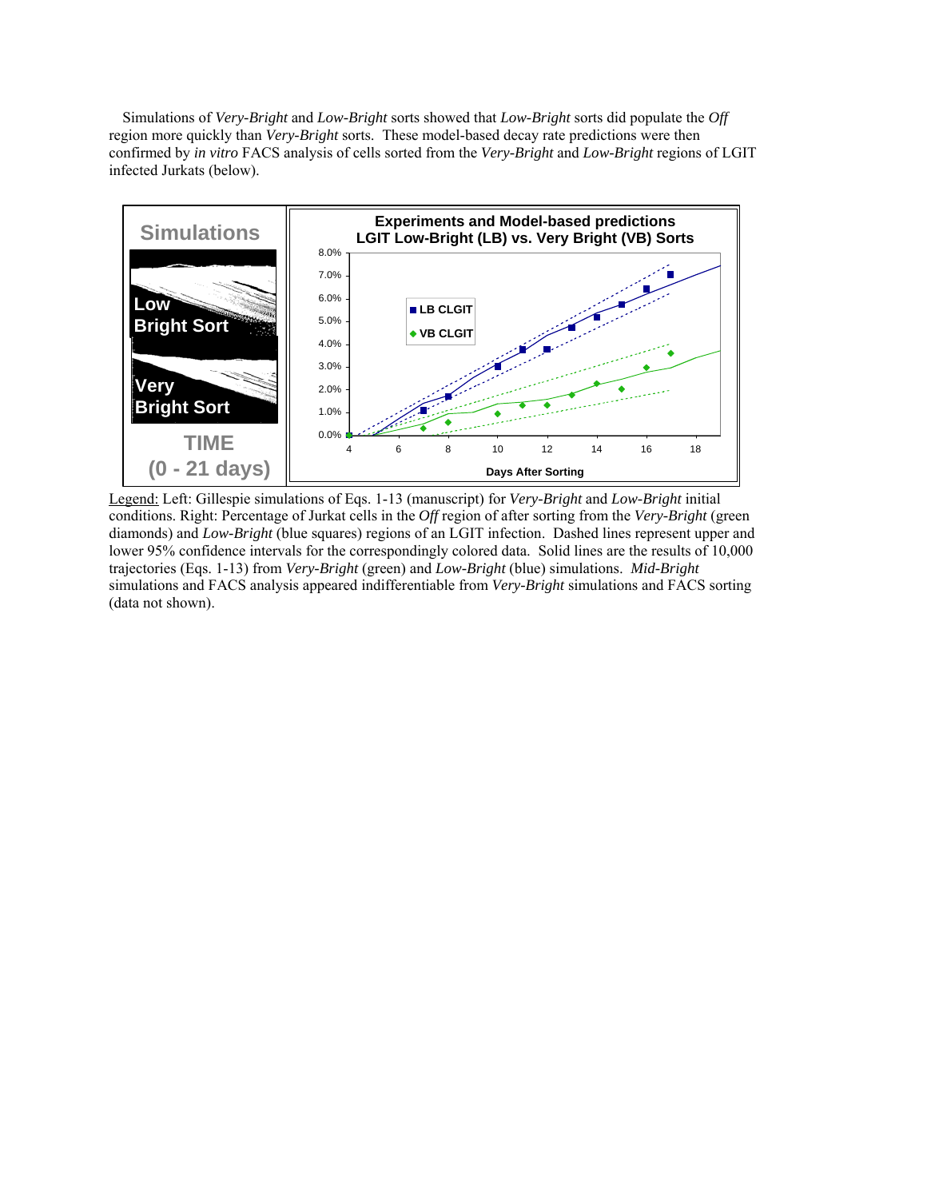Simulations of *Very-Bright* and *Low-Bright* sorts showed that *Low-Bright* sorts did populate the *Off* region more quickly than *Very-Bright* sorts. These model-based decay rate predictions were then confirmed by *in vitro* FACS analysis of cells sorted from the *Very-Bright* and *Low-Bright* regions of LGIT infected Jurkats (below).

Legend: Left: Gillespie simulations of Eqs. 1-13 (manuscript) for *Very-Bright* and *Low-Bright* initial conditions. Right: Percentage of Jurkat cells in the *Off* region of after sorting from the *Very-Bright* (green diamonds) and *Low-Bright* (blue squares) regions of an LGIT infection. Dashed lines represent upper and lower 95% confidence intervals for the correspondingly colored data. Solid lines are the results of 10,000 trajectories (Eqs. 1-13) from *Very-Bright* (green) and *Low-Bright* (blue) simulations. *Mid-Bright* simulations and FACS analysis appeared indifferentiable from *Very-Bright* simulations and FACS sorting (data not shown).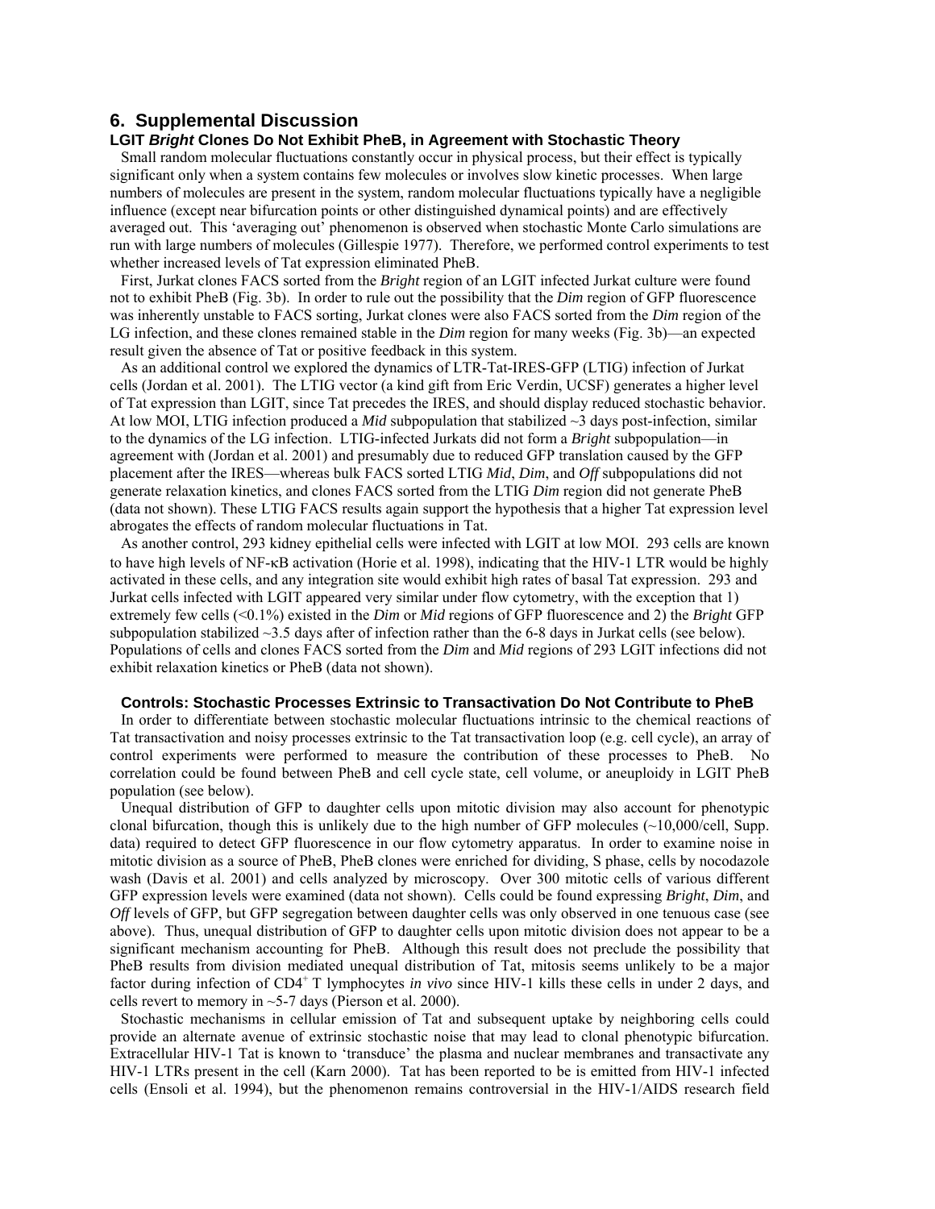## 6. Supplemental Discussion

### LGIT *Bright* Clones Do Not Exhibit PheB, in Agreement with Stochastic Theory

Small random molecular fluctuations constantly occur in physical process, but their effect is typically significant only when a system contains few molecules or involves slow kinetic processes. When large numbers of molecules are present in the system, random molecular fluctuations typically have a negligible influence (except near bifurcation points or other distinguished dynamical points) and are effectively averaged out. This 'averaging out' phenomenon is observed when stochastic Monte Carlo simulations are run with large numbers of molecules (Gillespie 1977). Therefore, we performed control experiments to test whether increased levels of Tat expression eliminated PheB.

First, Jurkat clones FACS sorted from the *Bright* region of an LGIT infected Jurkat culture were found not to exhibit PheB (Fig. 3b). In order to rule out the possibility that the *Dim* region of GFP fluorescence was inherently unstable to FACS sorting, Jurkat clones were also FACS sorted from the *Dim* region of the LG infection, and these clones remained stable in the *Dim* region for many weeks (Fig. 3b)—an expected result given the absence of Tat or positive feedback in this system.

As an additional control we explored the dynamics of LTR-Tat-IRES-GFP (LTIG) infection of Jurkat cells (Jordan et al. 2001). The LTIG vector (a kind gift from Eric Verdin, UCSF) generates a higher level of Tat expression than LGIT, since Tat precedes the IRES, and should display reduced stochastic behavior. At low MOI, LTIG infection produced a *Mid* subpopulation that stabilized ~3 days post-infection, similar to the dynamics of the LG infection. LTIG-infected Jurkats did not form a *Bright* subpopulation—in agreement with (Jordan et al. 2001) and presumably due to reduced GFP translation caused by the GFP placement after the IRES—whereas bulk FACS sorted LTIG *Mid*, *Dim*, and *Off* subpopulations did not generate relaxation kinetics, and clones FACS sorted from the LTIG *Dim* region did not generate PheB (data not shown). These LTIG FACS results again support the hypothesis that a higher Tat expression level abrogates the effects of random molecular fluctuations in Tat.

As another control, 293 kidney epithelial cells were infected with LGIT at low MOI. 293 cells are known to have high levels of NF-κB activation (Horie et al. 1998), indicating that the HIV-1 LTR would be highly activated in these cells, and any integration site would exhibit high rates of basal Tat expression. 293 and Jurkat cells infected with LGIT appeared very similar under flow cytometry, with the exception that 1) extremely few cells (<0.1%) existed in the *Dim* or *Mid* regions of GFP fluorescence and 2) the *Bright* GFP subpopulation stabilized ~3.5 days after of infection rather than the 6-8 days in Jurkat cells (see below). Populations of cells and clones FACS sorted from the *Dim* and *Mid* regions of 293 LGIT infections did not exhibit relaxation kinetics or PheB (data not shown).

### Controls: Stochastic Processes Extrinsic to Transactivation Do Not Contribute to PheB

In order to differentiate between stochastic molecular fluctuations intrinsic to the chemical reactions of Tat transactivation and noisy processes extrinsic to the Tat transactivation loop (e.g. cell cycle), an array of control experiments were performed to measure the contribution of these processes to PheB. No correlation could be found between PheB and cell cycle state, cell volume, or aneuploidy in LGIT PheB population (see below).

Unequal distribution of GFP to daughter cells upon mitotic division may also account for phenotypic clonal bifurcation, though this is unlikely due to the high number of GFP molecules (~10,000/cell, Supp. data) required to detect GFP fluorescence in our flow cytometry apparatus. In order to examine noise in mitotic division as a source of PheB, PheB clones were enriched for dividing, S phase, cells by nocodazole wash (Davis et al. 2001) and cells analyzed by microscopy. Over 300 mitotic cells of various different GFP expression levels were examined (data not shown). Cells could be found expressing *Bright*, *Dim*, and *Off* levels of GFP, but GFP segregation between daughter cells was only observed in one tenuous case (see above). Thus, unequal distribution of GFP to daughter cells upon mitotic division does not appear to be a significant mechanism accounting for PheB. Although this result does not preclude the possibility that PheB results from division mediated unequal distribution of Tat, mitosis seems unlikely to be a major factor during infection of $CD4^+$ T lymphocytes *in vivo* since HIV-1 kills these cells in under 2 days, and cells revert to memory in ~5-7 days (Pierson et al. 2000).

Stochastic mechanisms in cellular emission of Tat and subsequent uptake by neighboring cells could provide an alternate avenue of extrinsic stochastic noise that may lead to clonal phenotypic bifurcation. Extracellular HIV-1 Tat is known to 'transduce' the plasma and nuclear membranes and transactivate any HIV-1 LTRs present in the cell (Karn 2000). Tat has been reported to be is emitted from HIV-1 infected cells (Ensoli et al. 1994), but the phenomenon remains controversial in the HIV-1/AIDS research field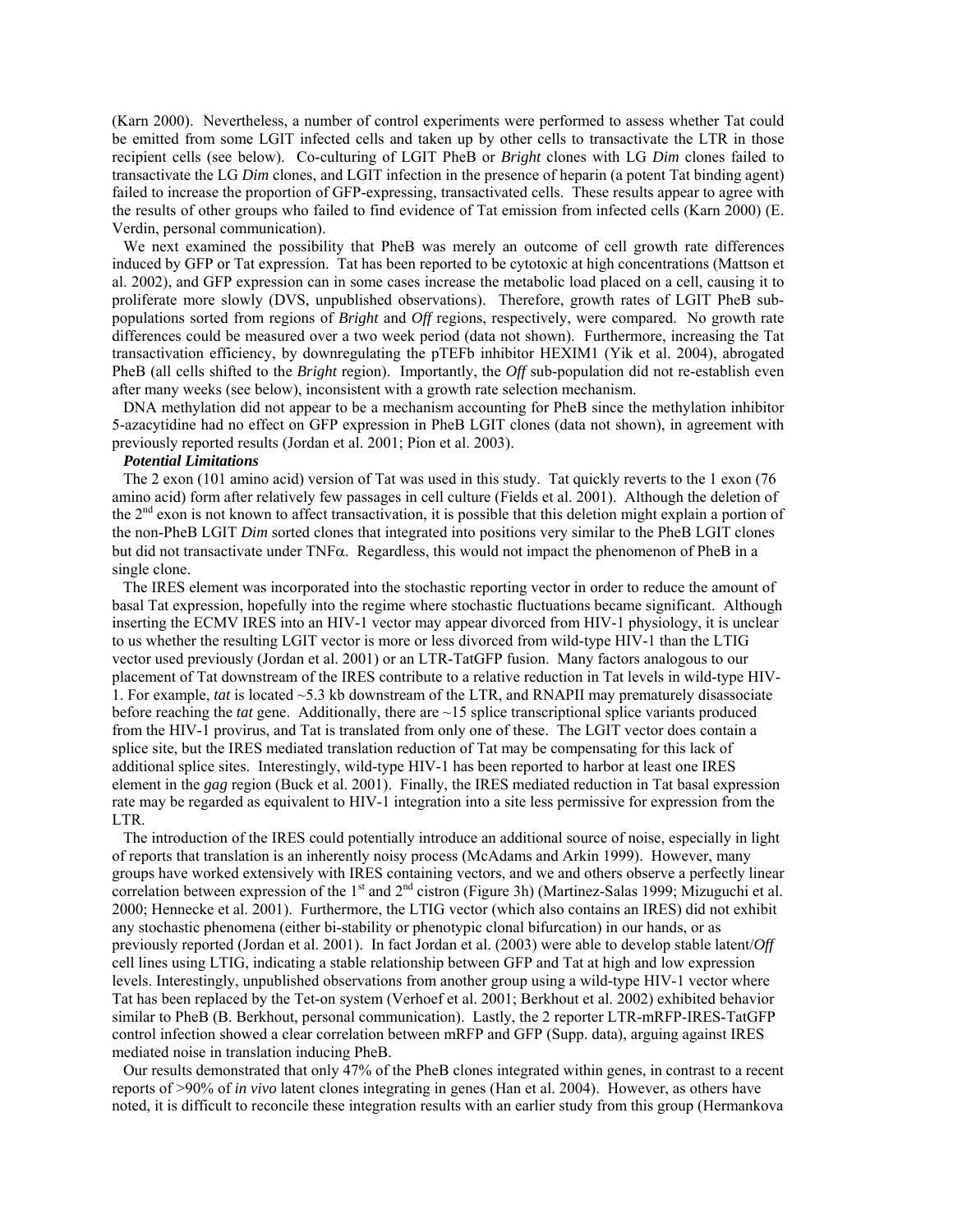(Karn 2000). Nevertheless, a number of control experiments were performed to assess whether Tat could be emitted from some LGIT infected cells and taken up by other cells to transactivate the LTR in those recipient cells (see below). Co-culturing of LGIT PheB or *Bright* clones with LG *Dim* clones failed to transactivate the LG *Dim* clones, and LGIT infection in the presence of heparin (a potent Tat binding agent) failed to increase the proportion of GFP-expressing, transactivated cells. These results appear to agree with the results of other groups who failed to find evidence of Tat emission from infected cells (Karn 2000) (E. Verdin, personal communication).

We next examined the possibility that PheB was merely an outcome of cell growth rate differences induced by GFP or Tat expression. Tat has been reported to be cytotoxic at high concentrations (Mattson et al. 2002), and GFP expression can in some cases increase the metabolic load placed on a cell, causing it to proliferate more slowly (DVS, unpublished observations). Therefore, growth rates of LGIT PheB sub-populations sorted from regions of *Bright* and *Off* regions, respectively, were compared. No growth rate differences could be measured over a two week period (data not shown). Furthermore, increasing the Tat transactivation efficiency, by downregulating the pTEFb inhibitor HEXIM1 (Yik et al. 2004), abrogated PheB (all cells shifted to the *Bright* region). Importantly, the *Off* sub-population did not re-establish even after many weeks (see below), inconsistent with a growth rate selection mechanism.

DNA methylation did not appear to be a mechanism accounting for PheB since the methylation inhibitor 5-azacytidine had no effect on GFP expression in PheB LGIT clones (data not shown), in agreement with previously reported results (Jordan et al. 2001; Pion et al. 2003).

***Potential Limitations***

The 2 exon (101 amino acid) version of Tat was used in this study. Tat quickly reverts to the 1 exon (76 amino acid) form after relatively few passages in cell culture (Fields et al. 2001). Although the deletion of the 2nd exon is not known to affect transactivation, it is possible that this deletion might explain a portion of the non-PheB LGIT *Dim* sorted clones that integrated into positions very similar to the PheB LGIT clones but did not transactivate under TNF$\alpha$. Regardless, this would not impact the phenomenon of PheB in a single clone.

The IRES element was incorporated into the stochastic reporting vector in order to reduce the amount of basal Tat expression, hopefully into the regime where stochastic fluctuations became significant. Although inserting the ECMV IRES into an HIV-1 vector may appear divorced from HIV-1 physiology, it is unclear to us whether the resulting LGIT vector is more or less divorced from wild-type HIV-1 than the LTIG vector used previously (Jordan et al. 2001) or an LTR-TatGFP fusion. Many factors analogous to our placement of Tat downstream of the IRES contribute to a relative reduction in Tat levels in wild-type HIV-1. For example, *tat* is located ~5.3 kb downstream of the LTR, and RNAPII may prematurely disassociate before reaching the *tat* gene. Additionally, there are ~15 splice transcriptional splice variants produced from the HIV-1 provirus, and Tat is translated from only one of these. The LGIT vector does contain a splice site, but the IRES mediated translation reduction of Tat may be compensating for this lack of additional splice sites. Interestingly, wild-type HIV-1 has been reported to harbor at least one IRES element in the *gag* region (Buck et al. 2001). Finally, the IRES mediated reduction in Tat basal expression rate may be regarded as equivalent to HIV-1 integration into a site less permissive for expression from the LTR.

The introduction of the IRES could potentially introduce an additional source of noise, especially in light of reports that translation is an inherently noisy process (McAdams and Arkin 1999). However, many groups have worked extensively with IRES containing vectors, and we and others observe a perfectly linear correlation between expression of the 1st and 2nd cistron (Figure 3h) (Martinez-Salas 1999; Mizuguchi et al. 2000; Hennecke et al. 2001). Furthermore, the LTIG vector (which also contains an IRES) did not exhibit any stochastic phenomena (either bi-stability or phenotypic clonal bifurcation) in our hands, or as previously reported (Jordan et al. 2001). In fact Jordan et al. (2003) were able to develop stable latent/*Off* cell lines using LTIG, indicating a stable relationship between GFP and Tat at high and low expression levels. Interestingly, unpublished observations from another group using a wild-type HIV-1 vector where Tat has been replaced by the Tet-on system (Verhoef et al. 2001; Berkhout et al. 2002) exhibited behavior similar to PheB (B. Berkhout, personal communication). Lastly, the 2 reporter LTR-mRFP-IRES-TatGFP control infection showed a clear correlation between mRFP and GFP (Supp. data), arguing against IRES mediated noise in translation inducing PheB.

Our results demonstrated that only 47% of the PheB clones integrated within genes, in contrast to a recent reports of >90% of *in vivo* latent clones integrating in genes (Han et al. 2004). However, as others have noted, it is difficult to reconcile these integration results with an earlier study from this group (Hermankova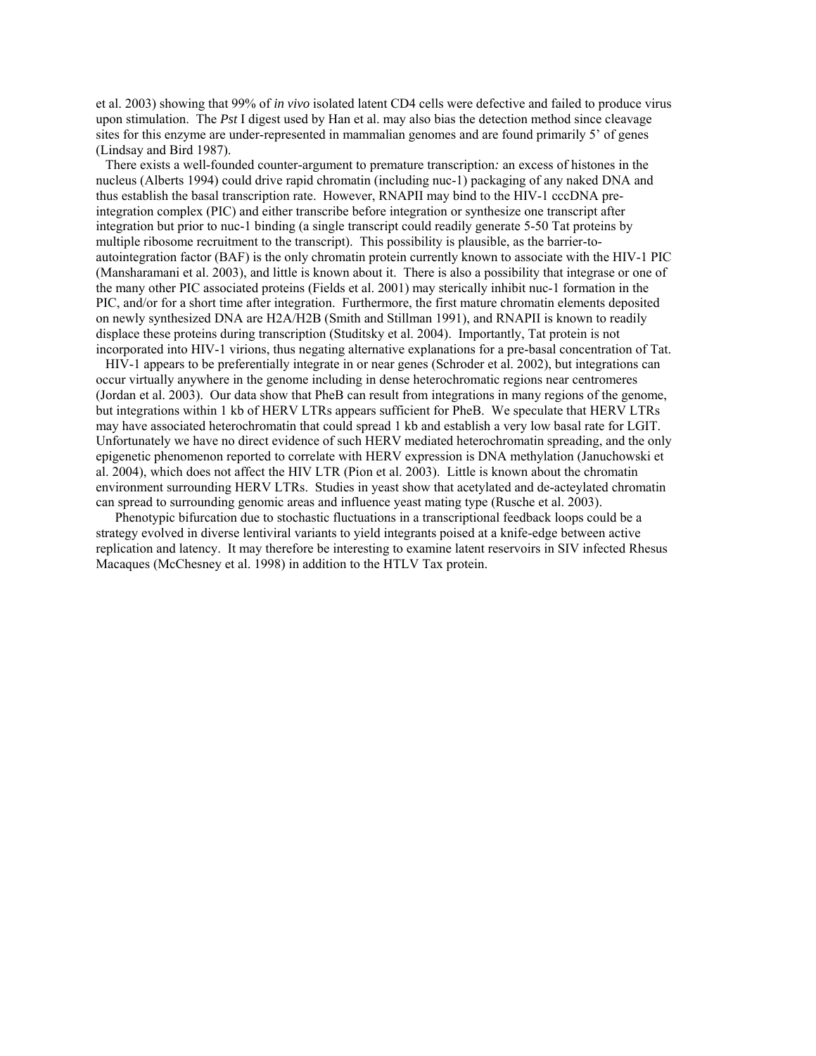et al. 2003) showing that 99% of *in vivo* isolated latent CD4 cells were defective and failed to produce virus upon stimulation. The *Pst* I digest used by Han et al. may also bias the detection method since cleavage sites for this enzyme are under-represented in mammalian genomes and are found primarily 5' of genes (Lindsay and Bird 1987).

There exists a well-founded counter-argument to premature transcription*:* an excess of histones in the nucleus (Alberts 1994) could drive rapid chromatin (including nuc-1) packaging of any naked DNA and thus establish the basal transcription rate. However, RNAPII may bind to the HIV-1 cccDNA pre-integration complex (PIC) and either transcribe before integration or synthesize one transcript after integration but prior to nuc-1 binding (a single transcript could readily generate 5-50 Tat proteins by multiple ribosome recruitment to the transcript). This possibility is plausible, as the barrier-to-autointegration factor (BAF) is the only chromatin protein currently known to associate with the HIV-1 PIC (Mansharamani et al. 2003), and little is known about it. There is also a possibility that integrase or one of the many other PIC associated proteins (Fields et al. 2001) may sterically inhibit nuc-1 formation in the PIC, and/or for a short time after integration. Furthermore, the first mature chromatin elements deposited on newly synthesized DNA are H2A/H2B (Smith and Stillman 1991), and RNAPII is known to readily displace these proteins during transcription (Studitsky et al. 2004). Importantly, Tat protein is not incorporated into HIV-1 virions, thus negating alternative explanations for a pre-basal concentration of Tat.

HIV-1 appears to be preferentially integrate in or near genes (Schroder et al. 2002), but integrations can occur virtually anywhere in the genome including in dense heterochromatic regions near centromeres (Jordan et al. 2003). Our data show that PheB can result from integrations in many regions of the genome, but integrations within 1 kb of HERV LTRs appears sufficient for PheB. We speculate that HERV LTRs may have associated heterochromatin that could spread 1 kb and establish a very low basal rate for LGIT. Unfortunately we have no direct evidence of such HERV mediated heterochromatin spreading, and the only epigenetic phenomenon reported to correlate with HERV expression is DNA methylation (Januchowski et al. 2004), which does not affect the HIV LTR (Pion et al. 2003). Little is known about the chromatin environment surrounding HERV LTRs. Studies in yeast show that acetylated and de-acteylated chromatin can spread to surrounding genomic areas and influence yeast mating type (Rusche et al. 2003).

Phenotypic bifurcation due to stochastic fluctuations in a transcriptional feedback loops could be a strategy evolved in diverse lentiviral variants to yield integrants poised at a knife-edge between active replication and latency. It may therefore be interesting to examine latent reservoirs in SIV infected Rhesus Macaques (McChesney et al. 1998) in addition to the HTLV Tax protein.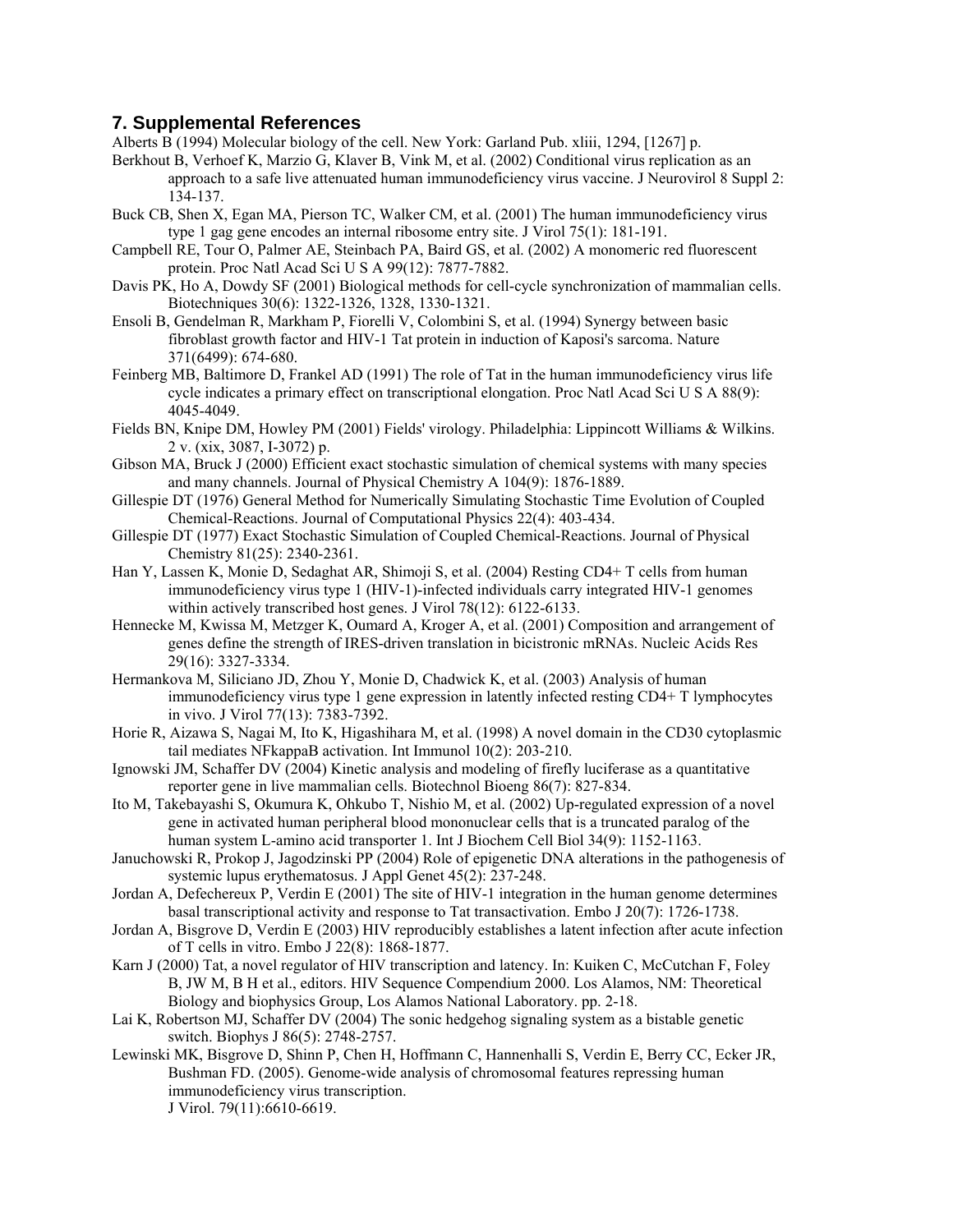## 7. Supplemental References

Alberts B (1994) Molecular biology of the cell. New York: Garland Pub. xliii, 1294, [1267] p.

Berkhout B, Verhoef K, Marzio G, Klaver B, Vink M, et al. (2002) Conditional virus replication as an approach to a safe live attenuated human immunodeficiency virus vaccine. J Neurovirol 8 Suppl 2: 134-137.

Buck CB, Shen X, Egan MA, Pierson TC, Walker CM, et al. (2001) The human immunodeficiency virus type 1 gag gene encodes an internal ribosome entry site. J Virol 75(1): 181-191.

Campbell RE, Tour O, Palmer AE, Steinbach PA, Baird GS, et al. (2002) A monomeric red fluorescent protein. Proc Natl Acad Sci U S A 99(12): 7877-7882.

Davis PK, Ho A, Dowdy SF (2001) Biological methods for cell-cycle synchronization of mammalian cells. Biotechniques 30(6): 1322-1326, 1328, 1330-1321.

Ensoli B, Gendelman R, Markham P, Fiorelli V, Colombini S, et al. (1994) Synergy between basic fibroblast growth factor and HIV-1 Tat protein in induction of Kaposi's sarcoma. Nature 371(6499): 674-680.

Feinberg MB, Baltimore D, Frankel AD (1991) The role of Tat in the human immunodeficiency virus life cycle indicates a primary effect on transcriptional elongation. Proc Natl Acad Sci U S A 88(9): 4045-4049.

Fields BN, Knipe DM, Howley PM (2001) Fields' virology. Philadelphia: Lippincott Williams & Wilkins. 2 v. (xix, 3087, I-3072) p.

Gibson MA, Bruck J (2000) Efficient exact stochastic simulation of chemical systems with many species and many channels. Journal of Physical Chemistry A 104(9): 1876-1889.

Gillespie DT (1976) General Method for Numerically Simulating Stochastic Time Evolution of Coupled Chemical-Reactions. Journal of Computational Physics 22(4): 403-434.

Gillespie DT (1977) Exact Stochastic Simulation of Coupled Chemical-Reactions. Journal of Physical Chemistry 81(25): 2340-2361.

Han Y, Lassen K, Monie D, Sedaghat AR, Shimoji S, et al. (2004) Resting CD4+ T cells from human immunodeficiency virus type 1 (HIV-1)-infected individuals carry integrated HIV-1 genomes within actively transcribed host genes. J Virol 78(12): 6122-6133.

Hennecke M, Kwissa M, Metzger K, Oumard A, Kroger A, et al. (2001) Composition and arrangement of genes define the strength of IRES-driven translation in bicistronic mRNAs. Nucleic Acids Res 29(16): 3327-3334.

Hermankova M, Siliciano JD, Zhou Y, Monie D, Chadwick K, et al. (2003) Analysis of human immunodeficiency virus type 1 gene expression in latently infected resting CD4+ T lymphocytes in vivo. J Virol 77(13): 7383-7392.

Horie R, Aizawa S, Nagai M, Ito K, Higashihara M, et al. (1998) A novel domain in the CD30 cytoplasmic tail mediates NFkappaB activation. Int Immunol 10(2): 203-210.

Ignowski JM, Schaffer DV (2004) Kinetic analysis and modeling of firefly luciferase as a quantitative reporter gene in live mammalian cells. Biotechnol Bioeng 86(7): 827-834.

Ito M, Takebayashi S, Okumura K, Ohkubo T, Nishio M, et al. (2002) Up-regulated expression of a novel gene in activated human peripheral blood mononuclear cells that is a truncated paralog of the human system L-amino acid transporter 1. Int J Biochem Cell Biol 34(9): 1152-1163.

Januchowski R, Prokop J, Jagodzinski PP (2004) Role of epigenetic DNA alterations in the pathogenesis of systemic lupus erythematosus. J Appl Genet 45(2): 237-248.

Jordan A, Defechereux P, Verdin E (2001) The site of HIV-1 integration in the human genome determines basal transcriptional activity and response to Tat transactivation. Embo J 20(7): 1726-1738.

Jordan A, Bisgrove D, Verdin E (2003) HIV reproducibly establishes a latent infection after acute infection of T cells in vitro. Embo J 22(8): 1868-1877.

Karn J (2000) Tat, a novel regulator of HIV transcription and latency. In: Kuiken C, McCutchan F, Foley B, JW M, B H et al., editors. HIV Sequence Compendium 2000. Los Alamos, NM: Theoretical Biology and biophysics Group, Los Alamos National Laboratory. pp. 2-18.

Lai K, Robertson MJ, Schaffer DV (2004) The sonic hedgehog signaling system as a bistable genetic switch. Biophys J 86(5): 2748-2757.

Lewinski MK, Bisgrove D, Shinn P, Chen H, Hoffmann C, Hannenhalli S, Verdin E, Berry CC, Ecker JR, Bushman FD. (2005). Genome-wide analysis of chromosomal features repressing human immunodeficiency virus transcription. J Virol. 79(11):6610-6619.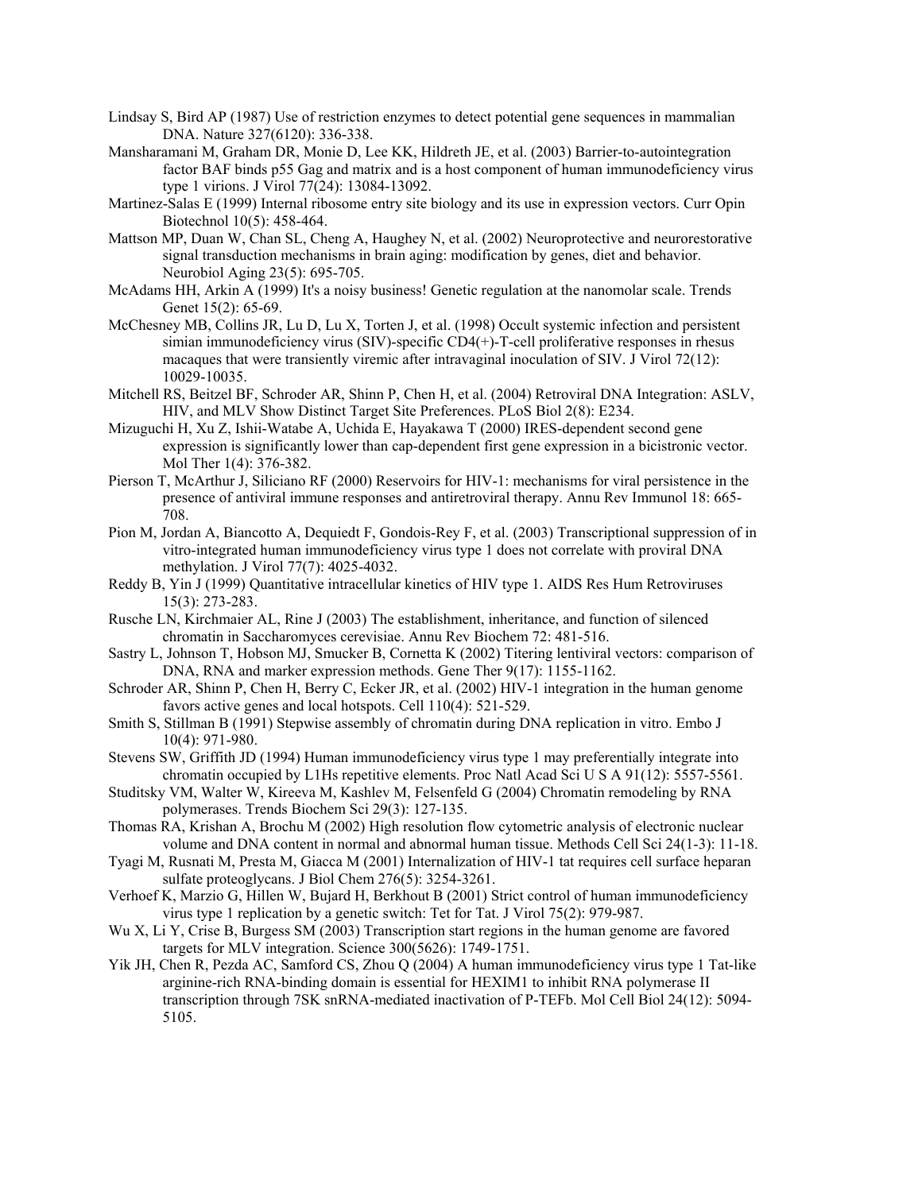Lindsay S, Bird AP (1987) Use of restriction enzymes to detect potential gene sequences in mammalian DNA. Nature 327(6120): 336-338.

Mansharamani M, Graham DR, Monie D, Lee KK, Hildreth JE, et al. (2003) Barrier-to-autointegration factor BAF binds p55 Gag and matrix and is a host component of human immunodeficiency virus type 1 virions. J Virol 77(24): 13084-13092.

Martinez-Salas E (1999) Internal ribosome entry site biology and its use in expression vectors. Curr Opin Biotechnol 10(5): 458-464.

Mattson MP, Duan W, Chan SL, Cheng A, Haughey N, et al. (2002) Neuroprotective and neurorestorative signal transduction mechanisms in brain aging: modification by genes, diet and behavior. Neurobiol Aging 23(5): 695-705.

McAdams HH, Arkin A (1999) It's a noisy business! Genetic regulation at the nanomolar scale. Trends Genet 15(2): 65-69.

McChesney MB, Collins JR, Lu D, Lu X, Torten J, et al. (1998) Occult systemic infection and persistent simian immunodeficiency virus (SIV)-specific CD4(+)-T-cell proliferative responses in rhesus macaques that were transiently viremic after intravaginal inoculation of SIV. J Virol 72(12): 10029-10035.

Mitchell RS, Beitzel BF, Schroder AR, Shinn P, Chen H, et al. (2004) Retroviral DNA Integration: ASLV, HIV, and MLV Show Distinct Target Site Preferences. PLoS Biol 2(8): E234.

Mizuguchi H, Xu Z, Ishii-Watabe A, Uchida E, Hayakawa T (2000) IRES-dependent second gene expression is significantly lower than cap-dependent first gene expression in a bicistronic vector. Mol Ther 1(4): 376-382.

Pierson T, McArthur J, Siliciano RF (2000) Reservoirs for HIV-1: mechanisms for viral persistence in the presence of antiviral immune responses and antiretroviral therapy. Annu Rev Immunol 18: 665-708.

Pion M, Jordan A, Biancotto A, Dequiedt F, Gondois-Rey F, et al. (2003) Transcriptional suppression of in vitro-integrated human immunodeficiency virus type 1 does not correlate with proviral DNA methylation. J Virol 77(7): 4025-4032.

Reddy B, Yin J (1999) Quantitative intracellular kinetics of HIV type 1. AIDS Res Hum Retroviruses 15(3): 273-283.

Rusche LN, Kirchmaier AL, Rine J (2003) The establishment, inheritance, and function of silenced chromatin in Saccharomyces cerevisiae. Annu Rev Biochem 72: 481-516.

Sastry L, Johnson T, Hobson MJ, Smucker B, Cornetta K (2002) Titering lentiviral vectors: comparison of DNA, RNA and marker expression methods. Gene Ther 9(17): 1155-1162.

Schroder AR, Shinn P, Chen H, Berry C, Ecker JR, et al. (2002) HIV-1 integration in the human genome favors active genes and local hotspots. Cell 110(4): 521-529.

Smith S, Stillman B (1991) Stepwise assembly of chromatin during DNA replication in vitro. Embo J 10(4): 971-980.

Stevens SW, Griffith JD (1994) Human immunodeficiency virus type 1 may preferentially integrate into chromatin occupied by L1Hs repetitive elements. Proc Natl Acad Sci U S A 91(12): 5557-5561.

Studitsky VM, Walter W, Kireeva M, Kashlev M, Felsenfeld G (2004) Chromatin remodeling by RNA polymerases. Trends Biochem Sci 29(3): 127-135.

Thomas RA, Krishan A, Brochu M (2002) High resolution flow cytometric analysis of electronic nuclear volume and DNA content in normal and abnormal human tissue. Methods Cell Sci 24(1-3): 11-18.

Tyagi M, Rusnati M, Presta M, Giacca M (2001) Internalization of HIV-1 tat requires cell surface heparan sulfate proteoglycans. J Biol Chem 276(5): 3254-3261.

Verhoef K, Marzio G, Hillen W, Bujard H, Berkhout B (2001) Strict control of human immunodeficiency virus type 1 replication by a genetic switch: Tet for Tat. J Virol 75(2): 979-987.

Wu X, Li Y, Crise B, Burgess SM (2003) Transcription start regions in the human genome are favored targets for MLV integration. Science 300(5626): 1749-1751.

Yik JH, Chen R, Pezda AC, Samford CS, Zhou Q (2004) A human immunodeficiency virus type 1 Tat-like arginine-rich RNA-binding domain is essential for HEXIM1 to inhibit RNA polymerase II transcription through 7SK snRNA-mediated inactivation of P-TEFb. Mol Cell Biol 24(12): 5094-5105.